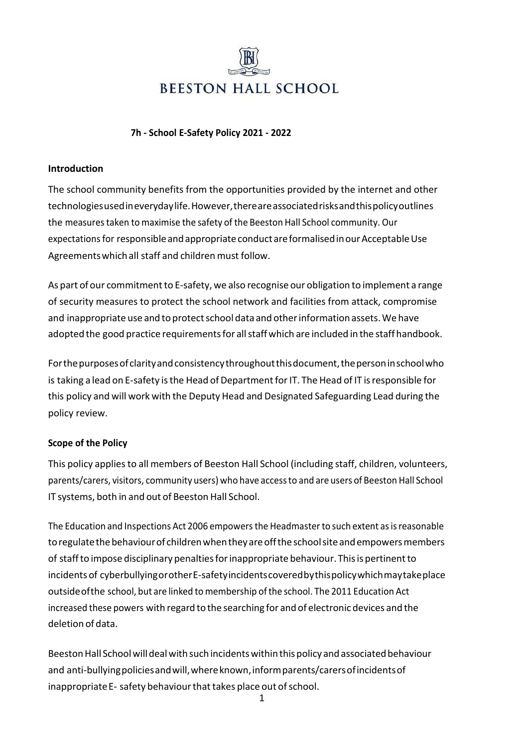# BEESTON HALL SCHOOL

## 7h - School E-Safety Policy 2021 - 2022

### Introduction

The school community benefits from the opportunities provided by the internet and other technologies used in everyday life. However, there are associated risks and this policy outlines the measures taken to maximise the safety of the Beeston Hall School community. Our expectations for responsible and appropriate conduct are formalised in our Acceptable Use Agreements which all staff and children must follow.

As part of our commitment to E-safety, we also recognise our obligation to implement a range of security measures to protect the school network and facilities from attack, compromise and inappropriate use and to protect school data and other information assets. We have adopted the good practice requirements for all staff which are included in the staff handbook.

For the purposes of clarity and consistency throughout this document, the person in school who is taking a lead on E-safety is the Head of Department for IT. The Head of IT is responsible for this policy and will work with the Deputy Head and Designated Safeguarding Lead during the policy review.

### Scope of the Policy

This policy applies to all members of Beeston Hall School (including staff, children, volunteers, parents/carers, visitors, community users) who have access to and are users of Beeston Hall School IT systems, both in and out of Beeston Hall School.

The Education and Inspections Act 2006 empowers the Headmaster to such extent as is reasonable to regulate the behaviour of children when they are off the school site and empowers members of staff to impose disciplinary penalties for inappropriate behaviour. This is pertinent to incidents of cyberbullying or other E-safety incidents covered by this policy which may take place outside of the school, but are linked to membership of the school. The 2011 Education Act increased these powers with regard to the searching for and of electronic devices and the deletion of data.

Beeston Hall School will deal with such incidents within this policy and associated behaviour and anti-bullying policies and will, where known, inform parents/carers of incidents of inappropriate E- safety behaviour that takes place out of school.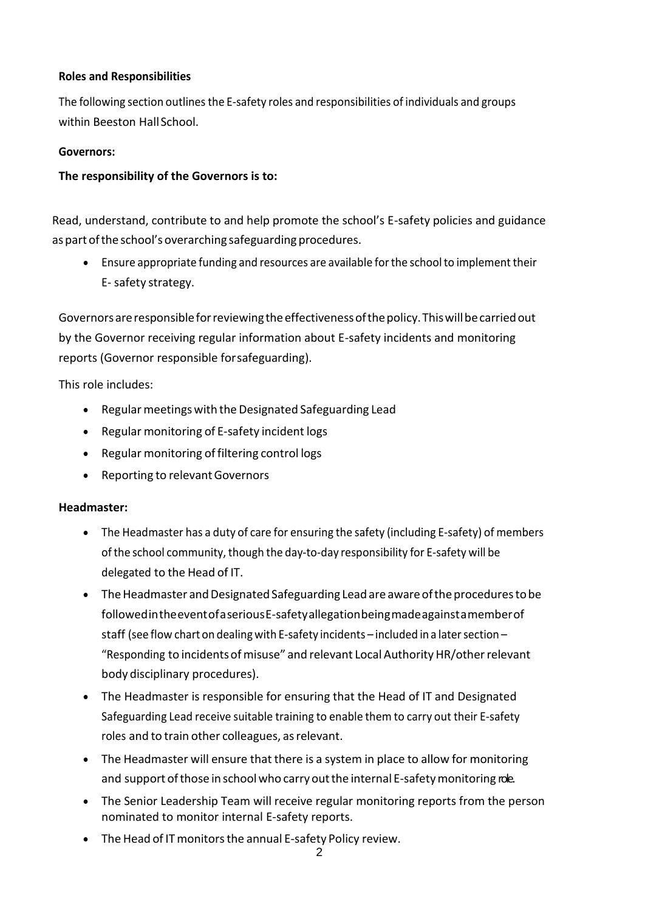**Roles and Responsibilities**

The following section outlines the E-safety roles and responsibilities of individuals and groups within Beeston Hall School.

**Governors:**

**The responsibility of the Governors is to:**

Read, understand, contribute to and help promote the school's E-safety policies and guidance as part of the school's overarching safeguarding procedures.

- Ensure appropriate funding and resources are available for the school to implement their E- safety strategy.

Governors are responsible for reviewing the effectiveness of the policy. This will be carried out by the Governor receiving regular information about E-safety incidents and monitoring reports (Governor responsible for safeguarding).

This role includes:

- Regular meetings with the Designated Safeguarding Lead
- Regular monitoring of E-safety incident logs
- Regular monitoring of filtering control logs
- Reporting to relevant Governors

**Headmaster:**

- The Headmaster has a duty of care for ensuring the safety (including E-safety) of members of the school community, though the day-to-day responsibility for E-safety will be delegated to the Head of IT.
- The Headmaster and Designated Safeguarding Lead are aware of the procedures to be followed in the event of a serious E-safety allegation being made against a member of staff (see flow chart on dealing with E-safety incidents – included in a later section – "Responding to incidents of misuse" and relevant Local Authority HR/other relevant body disciplinary procedures).
- The Headmaster is responsible for ensuring that the Head of IT and Designated Safeguarding Lead receive suitable training to enable them to carry out their E-safety roles and to train other colleagues, as relevant.
- The Headmaster will ensure that there is a system in place to allow for monitoring and support of those in school who carry out the internal E-safety monitoring role.
- The Senior Leadership Team will receive regular monitoring reports from the person nominated to monitor internal E-safety reports.
- The Head of IT monitors the annual E-safety Policy review.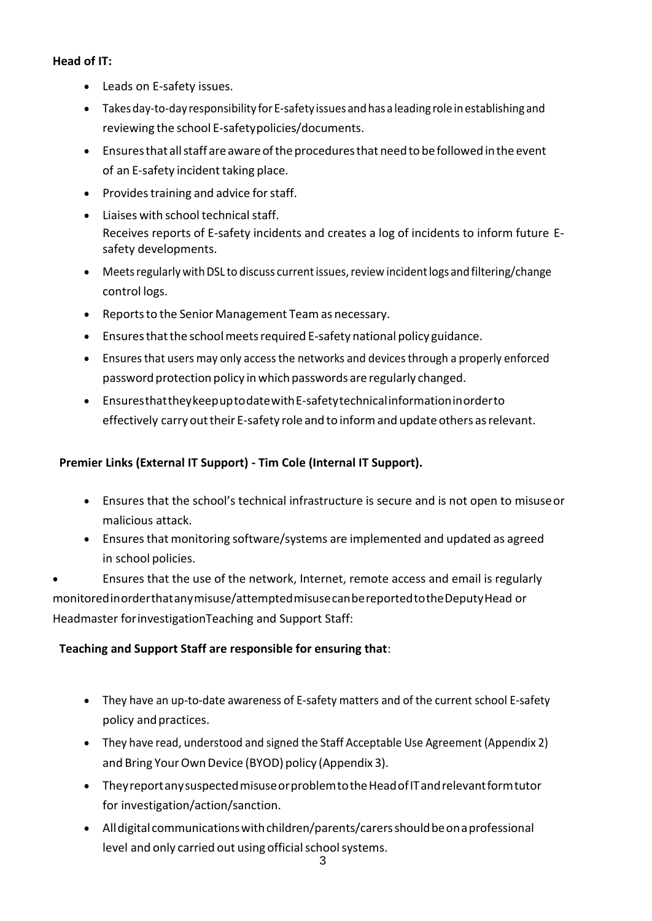**Head of IT:**

- Leads on E-safety issues.
- Takes day-to-day responsibility for E-safety issues and has a leading role in establishing and reviewing the school E-safety policies/documents.
- Ensures that all staff are aware of the procedures that need to be followed in the event of an E-safety incident taking place.
- Provides training and advice for staff.
- Liaises with school technical staff.
  Receives reports of E-safety incidents and creates a log of incidents to inform future E-safety developments.
- Meets regularly with DSL to discuss current issues, review incident logs and filtering/change control logs.
- Reports to the Senior Management Team as necessary.
- Ensures that the school meets required E-safety national policy guidance.
- Ensures that users may only access the networks and devices through a properly enforced password protection policy in which passwords are regularly changed.
- Ensures that they keep up to date with E-safety technical information in order to effectively carry out their E-safety role and to inform and update others as relevant.

**Premier Links (External IT Support) - Tim Cole (Internal IT Support).**

- Ensures that the school's technical infrastructure is secure and is not open to misuse or malicious attack.
- Ensures that monitoring software/systems are implemented and updated as agreed in school policies.
- Ensures that the use of the network, Internet, remote access and email is regularly monitored in order that any misuse/attempted misuse can be reported to the Deputy Head or Headmaster for investigationTeaching and Support Staff:

**Teaching and Support Staff are responsible for ensuring that**:

- They have an up-to-date awareness of E-safety matters and of the current school E-safety policy and practices.
- They have read, understood and signed the Staff Acceptable Use Agreement (Appendix 2) and Bring Your Own Device (BYOD) policy (Appendix 3).
- They report any suspected misuse or problem to the Head of IT and relevant form tutor for investigation/action/sanction.
- All digital communications with children/parents/carers should be on a professional level and only carried out using official school systems.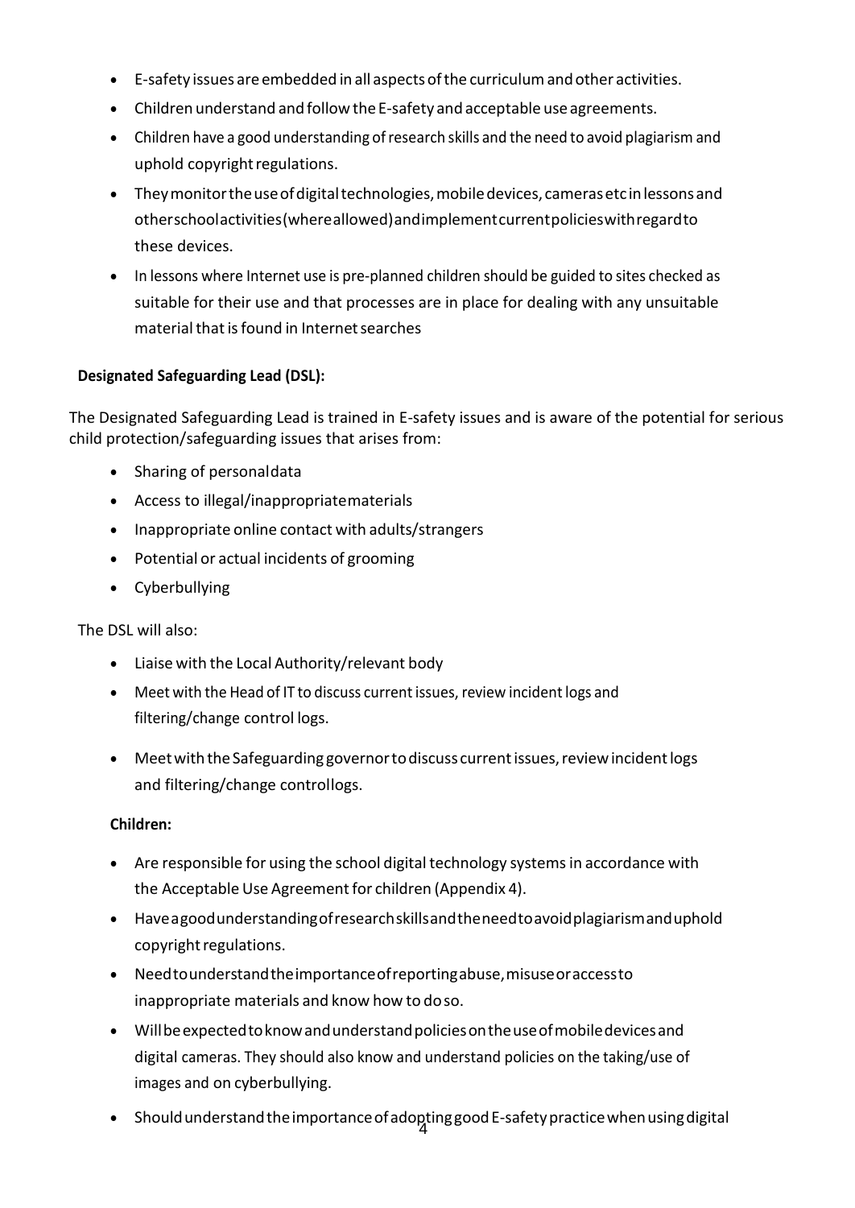- E-safety issues are embedded in all aspects of the curriculum and other activities.
- Children understand and follow the E-safety and acceptable use agreements.
- Children have a good understanding of research skills and the need to avoid plagiarism and uphold copyright regulations.
- They monitor the use of digital technologies, mobile devices, cameras etc in lessons and other school activities (where allowed) and implement current policies with regard to these devices.
- In lessons where Internet use is pre-planned children should be guided to sites checked as suitable for their use and that processes are in place for dealing with any unsuitable material that is found in Internet searches

**Designated Safeguarding Lead (DSL):**

The Designated Safeguarding Lead is trained in E-safety issues and is aware of the potential for serious child protection/safeguarding issues that arises from:

- Sharing of personal data
- Access to illegal/inappropriate materials
- Inappropriate online contact with adults/strangers
- Potential or actual incidents of grooming
- Cyberbullying

The DSL will also:

- Liaise with the Local Authority/relevant body
- Meet with the Head of IT to discuss current issues, review incident logs and filtering/change control logs.
- Meet with the Safeguarding governor to discuss current issues, review incident logs and filtering/change control logs.

**Children:**

- Are responsible for using the school digital technology systems in accordance with the Acceptable Use Agreement for children (Appendix 4).
- Have a good understanding of research skills and the need to avoid plagiarism and uphold copyright regulations.
- Need to understand the importance of reporting abuse, misuse or access to inappropriate materials and know how to do so.
- Will be expected to know and understand policies on the use of mobile devices and digital cameras. They should also know and understand policies on the taking/use of images and on cyberbullying.
- Should understand the importance of adopting good E-safety practice when using digital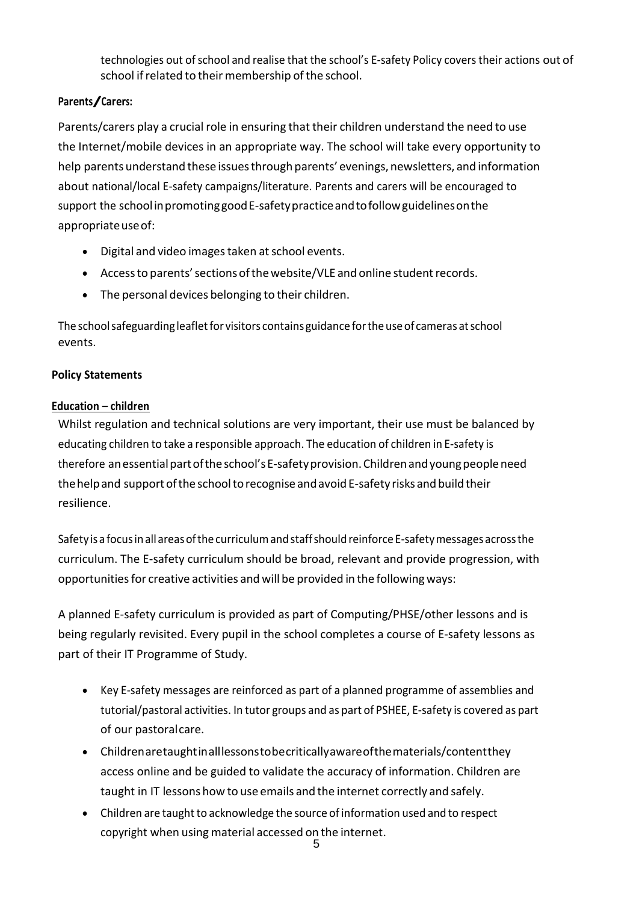technologies out of school and realise that the school's E-safety Policy covers their actions out of school if related to their membership of the school.

**Parents/Carers:**

Parents/carers play a crucial role in ensuring that their children understand the need to use the Internet/mobile devices in an appropriate way. The school will take every opportunity to help parents understand these issues through parents' evenings, newsletters, and information about national/local E-safety campaigns/literature. Parents and carers will be encouraged to support the school in promoting good E-safety practice and to follow guidelines on the appropriate use of:

- Digital and video images taken at school events.
- Access to parents' sections of the website/VLE and online student records.
- The personal devices belonging to their children.

The school safeguarding leaflet for visitors contains guidance for the use of cameras at school events.

**Policy Statements**

**Education – children**

Whilst regulation and technical solutions are very important, their use must be balanced by educating children to take a responsible approach. The education of children in E-safety is therefore an essential part of the school's E-safety provision. Children and young people need the help and support of the school to recognise and avoid E-safety risks and build their resilience.

Safety is a focus in all areas of the curriculum and staff should reinforce E-safety messages across the curriculum. The E-safety curriculum should be broad, relevant and provide progression, with opportunities for creative activities and will be provided in the following ways:

A planned E-safety curriculum is provided as part of Computing/PHSE/other lessons and is being regularly revisited. Every pupil in the school completes a course of E-safety lessons as part of their IT Programme of Study.

- Key E-safety messages are reinforced as part of a planned programme of assemblies and tutorial/pastoral activities. In tutor groups and as part of PSHEE, E-safety is covered as part of our pastoral care.
- Children are taught in all lessons to be critically aware of the materials/content they access online and be guided to validate the accuracy of information. Children are taught in IT lessons how to use emails and the internet correctly and safely.
- Children are taught to acknowledge the source of information used and to respect copyright when using material accessed on the internet.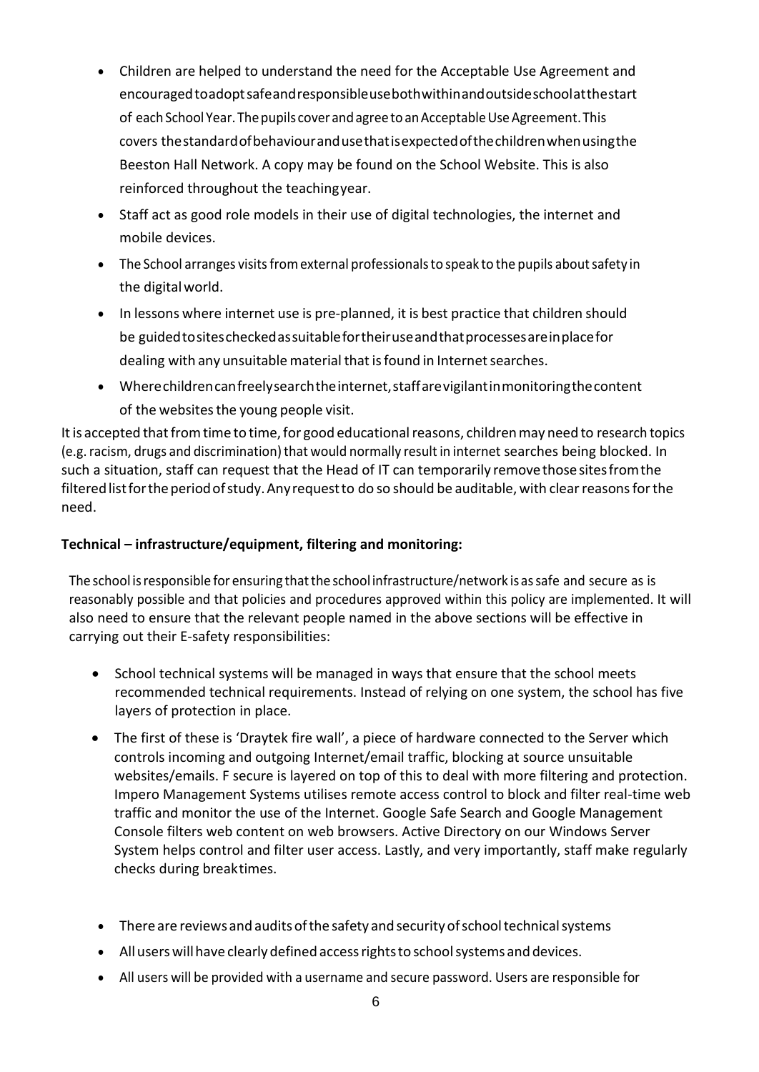- Children are helped to understand the need for the Acceptable Use Agreement and encouraged to adopt safe and responsible use both within and outside school at the start of each School Year. The pupils cover and agree to an Acceptable Use Agreement. This covers the standard of behaviour and use that is expected of the children when using the Beeston Hall Network. A copy may be found on the School Website. This is also reinforced throughout the teaching year.
- Staff act as good role models in their use of digital technologies, the internet and mobile devices.
- The School arranges visits from external professionals to speak to the pupils about safety in the digital world.
- In lessons where internet use is pre-planned, it is best practice that children should be guided to sites checked as suitable for their use and that processes are in place for dealing with any unsuitable material that is found in Internet searches.
- Where children can freely search the internet, staff are vigilant in monitoring the content of the websites the young people visit.

It is accepted that from time to time, for good educational reasons, children may need to research topics (e.g. racism, drugs and discrimination) that would normally result in internet searches being blocked. In such a situation, staff can request that the Head of IT can temporarily remove those sites from the filtered list for the period of study. Any request to do so should be auditable, with clear reasons for the need.

**Technical – infrastructure/equipment, filtering and monitoring:**

The school is responsible for ensuring that the school infrastructure/network is as safe and secure as is reasonably possible and that policies and procedures approved within this policy are implemented. It will also need to ensure that the relevant people named in the above sections will be effective in carrying out their E-safety responsibilities:

- School technical systems will be managed in ways that ensure that the school meets recommended technical requirements. Instead of relying on one system, the school has five layers of protection in place.
- The first of these is 'Draytek fire wall', a piece of hardware connected to the Server which controls incoming and outgoing Internet/email traffic, blocking at source unsuitable websites/emails. F secure is layered on top of this to deal with more filtering and protection. Impero Management Systems utilises remote access control to block and filter real-time web traffic and monitor the use of the Internet. Google Safe Search and Google Management Console filters web content on web browsers. Active Directory on our Windows Server System helps control and filter user access. Lastly, and very importantly, staff make regularly checks during break times.
- There are reviews and audits of the safety and security of school technical systems
- All users will have clearly defined access rights to school systems and devices.
- All users will be provided with a username and secure password. Users are responsible for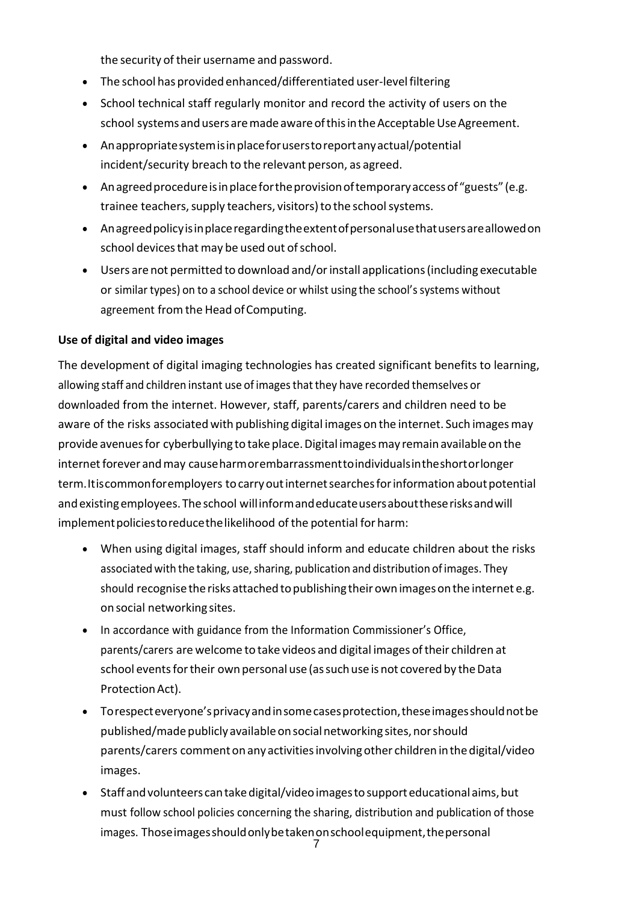the security of their username and password.

- The school has provided enhanced/differentiated user-level filtering
- School technical staff regularly monitor and record the activity of users on the school systems and users are made aware of this in the Acceptable Use Agreement.
- An appropriate system is in place for users to report any actual/potential incident/security breach to the relevant person, as agreed.
- An agreed procedure is in place for the provision of temporary access of "guests" (e.g. trainee teachers, supply teachers, visitors) to the school systems.
- An agreed policy is in place regarding the extent of personal use that users are allowed on school devices that may be used out of school.
- Users are not permitted to download and/or install applications (including executable or similar types) on to a school device or whilst using the school's systems without agreement from the Head of Computing.

**Use of digital and video images**

The development of digital imaging technologies has created significant benefits to learning, allowing staff and children instant use of images that they have recorded themselves or downloaded from the internet. However, staff, parents/carers and children need to be aware of the risks associated with publishing digital images on the internet. Such images may provide avenues for cyberbullying to take place. Digital images may remain available on the internet forever and may cause harm or embarrassment to individuals in the short or longer term. It is common for employers to carry out internet searches for information about potential and existing employees. The school will inform and educate users about these risks and will implement policies to reduce the likelihood of the potential for harm:

- When using digital images, staff should inform and educate children about the risks associated with the taking, use, sharing, publication and distribution of images. They should recognise the risks attached to publishing their own images on the internet e.g. on social networking sites.
- In accordance with guidance from the Information Commissioner's Office, parents/carers are welcome to take videos and digital images of their children at school events for their own personal use (as such use is not covered by the Data Protection Act).
- To respect everyone's privacy and in some cases protection, these images should not be published/made publicly available on social networking sites, nor should parents/carers comment on any activities involving other children in the digital/video images.
- Staff and volunteers can take digital/video images to support educational aims, but must follow school policies concerning the sharing, distribution and publication of those images. Those images should only be taken on school equipment, the personal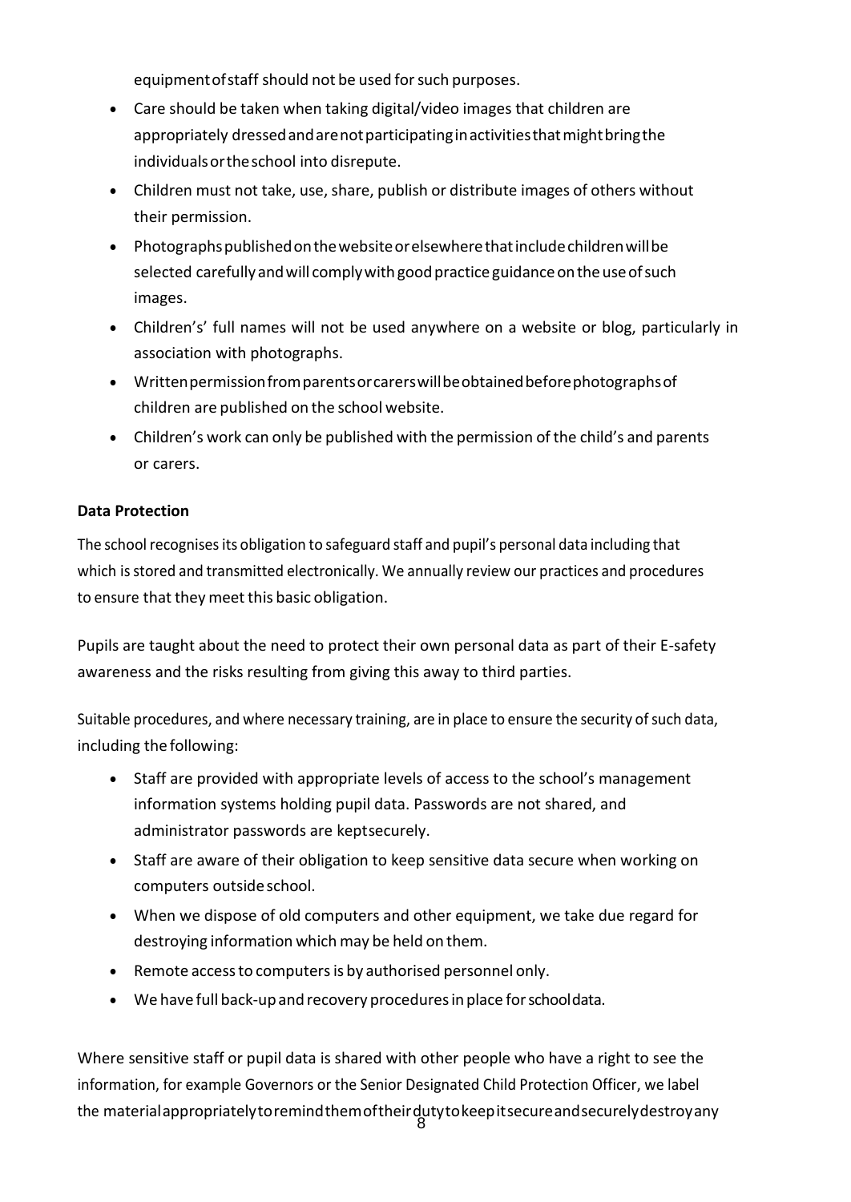equipment of staff should not be used for such purposes.

- Care should be taken when taking digital/video images that children are appropriately dressed and are not participating in activities that might bring the individuals or the school into disrepute.
- Children must not take, use, share, publish or distribute images of others without their permission.
- Photographs published on the website or elsewhere that include children will be selected carefully and will comply with good practice guidance on the use of such images.
- Children's' full names will not be used anywhere on a website or blog, particularly in association with photographs.
- Written permission from parents or carers will be obtained before photographs of children are published on the school website.
- Children's work can only be published with the permission of the child's and parents or carers.

**Data Protection**

The school recognises its obligation to safeguard staff and pupil's personal data including that which is stored and transmitted electronically. We annually review our practices and procedures to ensure that they meet this basic obligation.

Pupils are taught about the need to protect their own personal data as part of their E-safety awareness and the risks resulting from giving this away to third parties.

Suitable procedures, and where necessary training, are in place to ensure the security of such data, including the following:

- Staff are provided with appropriate levels of access to the school's management information systems holding pupil data. Passwords are not shared, and administrator passwords are kept securely.
- Staff are aware of their obligation to keep sensitive data secure when working on computers outside school.
- When we dispose of old computers and other equipment, we take due regard for destroying information which may be held on them.
- Remote access to computers is by authorised personnel only.
- We have full back-up and recovery procedures in place for school data.

Where sensitive staff or pupil data is shared with other people who have a right to see the information, for example Governors or the Senior Designated Child Protection Officer, we label the material appropriately to remind them of their duty to keep it secure and securely destroy any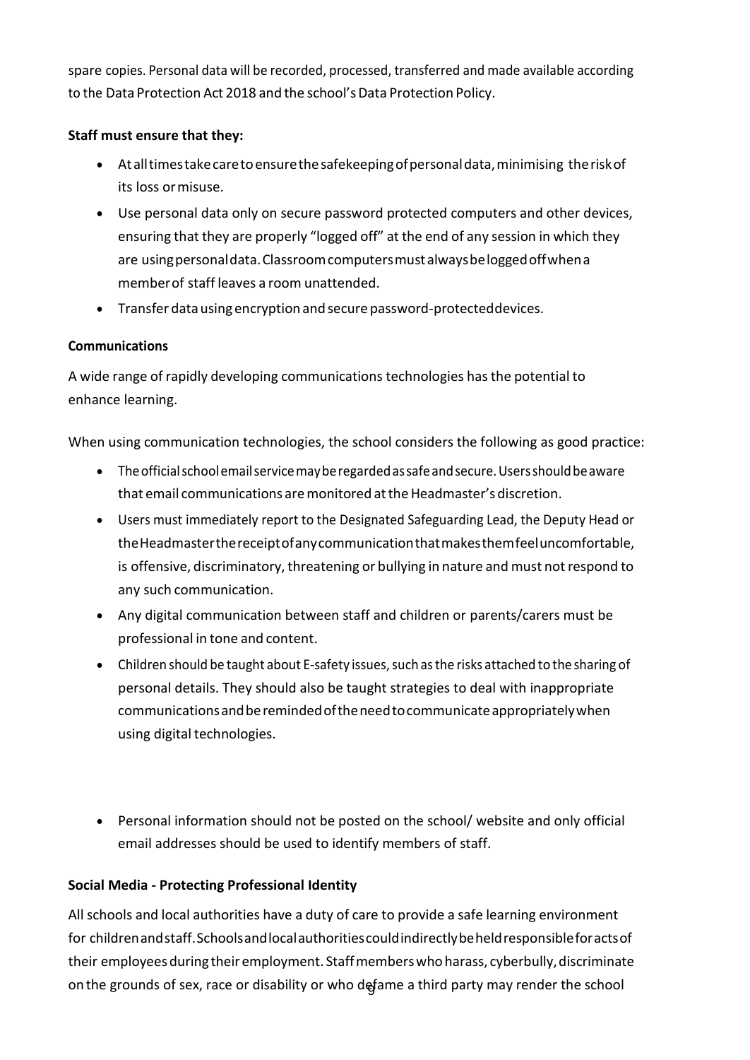spare copies. Personal data will be recorded, processed, transferred and made available according to the Data Protection Act 2018 and the school's Data Protection Policy.

**Staff must ensure that they:**

- At all times take care to ensure the safekeeping of personal data, minimising the risk of its loss or misuse.
- Use personal data only on secure password protected computers and other devices, ensuring that they are properly "logged off" at the end of any session in which they are using personal data. Classroom computers must always be logged off when a member of staff leaves a room unattended.
- Transfer data using encryption and secure password-protected devices.

**Communications**

A wide range of rapidly developing communications technologies has the potential to enhance learning.

When using communication technologies, the school considers the following as good practice:

- The official school email service may be regarded as safe and secure. Users should be aware that email communications are monitored at the Headmaster's discretion.
- Users must immediately report to the Designated Safeguarding Lead, the Deputy Head or the Headmaster the receipt of any communication that makes them feel uncomfortable, is offensive, discriminatory, threatening or bullying in nature and must not respond to any such communication.
- Any digital communication between staff and children or parents/carers must be professional in tone and content.
- Children should be taught about E-safety issues, such as the risks attached to the sharing of personal details. They should also be taught strategies to deal with inappropriate communications and be reminded of the need to communicate appropriately when using digital technologies.

- Personal information should not be posted on the school/ website and only official email addresses should be used to identify members of staff.

**Social Media - Protecting Professional Identity**

All schools and local authorities have a duty of care to provide a safe learning environment for children and staff. Schools and local authorities could indirectly be held responsible for acts of their employees during their employment. Staff members who harass, cyberbully, discriminate on the grounds of sex, race or disability or who defame a third party may render the school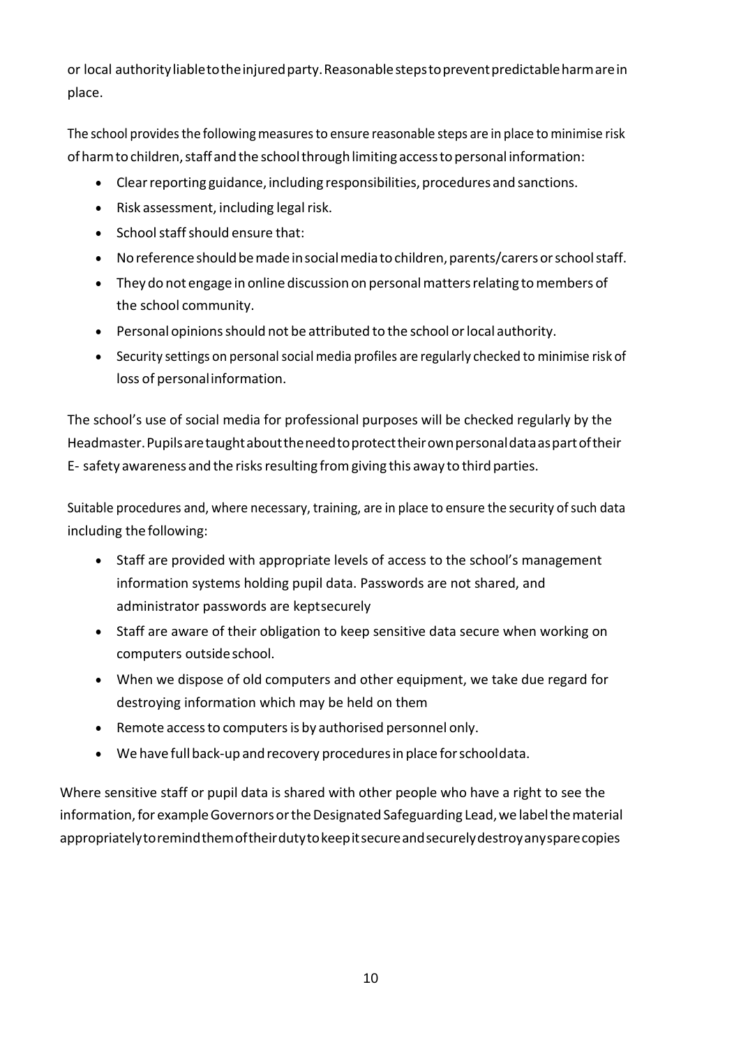or local authority liable to the injured party. Reasonable steps to prevent predictable harm are in place.

The school provides the following measures to ensure reasonable steps are in place to minimise risk of harm to children, staff and the school through limiting access to personal information:

- Clear reporting guidance, including responsibilities, procedures and sanctions.
- Risk assessment, including legal risk.
- School staff should ensure that:
- No reference should be made in social media to children, parents/carers or school staff.
- They do not engage in online discussion on personal matters relating to members of the school community.
- Personal opinions should not be attributed to the school or local authority.
- Security settings on personal social media profiles are regularly checked to minimise risk of loss of personal information.

The school's use of social media for professional purposes will be checked regularly by the Headmaster. Pupils are taught about the need to protect their own personal data as part of their E- safety awareness and the risks resulting from giving this away to third parties.

Suitable procedures and, where necessary, training, are in place to ensure the security of such data including the following:

- Staff are provided with appropriate levels of access to the school's management information systems holding pupil data. Passwords are not shared, and administrator passwords are kept securely
- Staff are aware of their obligation to keep sensitive data secure when working on computers outside school.
- When we dispose of old computers and other equipment, we take due regard for destroying information which may be held on them
- Remote access to computers is by authorised personnel only.
- We have full back-up and recovery procedures in place for school data.

Where sensitive staff or pupil data is shared with other people who have a right to see the information, for example Governors or the Designated Safeguarding Lead, we label the material appropriately to remind them of their duty to keep it secure and securely destroy any spare copies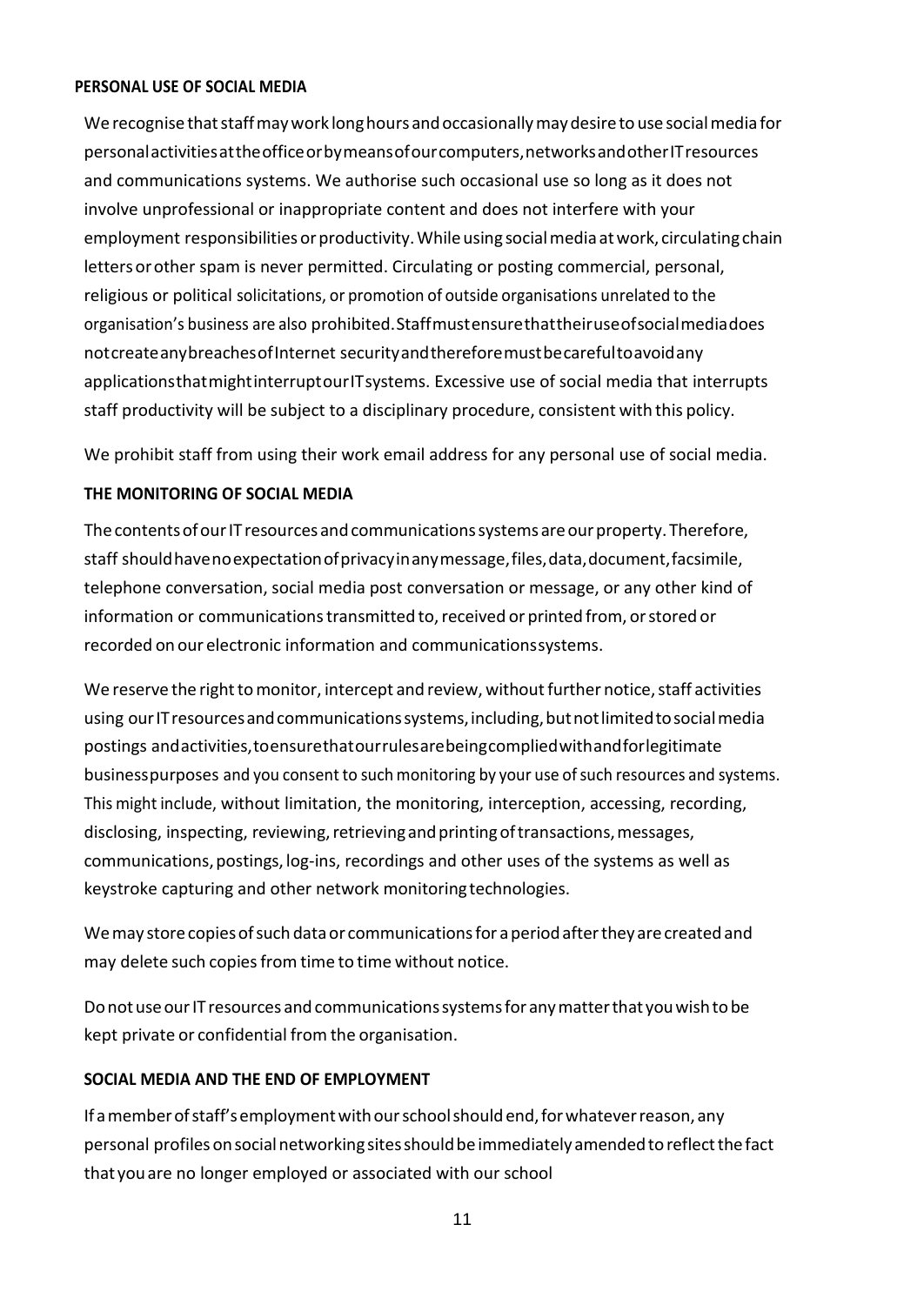**PERSONAL USE OF SOCIAL MEDIA**

We recognise that staff may work long hours and occasionally may desire to use social media for personal activities at the office or by means of our computers, networks and other IT resources and communications systems. We authorise such occasional use so long as it does not involve unprofessional or inappropriate content and does not interfere with your employment responsibilities or productivity. While using social media at work, circulating chain letters or other spam is never permitted. Circulating or posting commercial, personal, religious or political solicitations, or promotion of outside organisations unrelated to the organisation's business are also prohibited. Staff must ensure that their use of social media does not create any breaches of Internet security and therefore must be careful to avoid any applications that might interrupt our IT systems. Excessive use of social media that interrupts staff productivity will be subject to a disciplinary procedure, consistent with this policy.

We prohibit staff from using their work email address for any personal use of social media.

**THE MONITORING OF SOCIAL MEDIA**

The contents of our IT resources and communications systems are our property. Therefore, staff should have no expectation of privacy in any message, files, data, document, facsimile, telephone conversation, social media post conversation or message, or any other kind of information or communications transmitted to, received or printed from, or stored or recorded on our electronic information and communications systems.

We reserve the right to monitor, intercept and review, without further notice, staff activities using our IT resources and communications systems, including, but not limited to social media postings and activities, to ensure that our rules are being complied with and for legitimate business purposes and you consent to such monitoring by your use of such resources and systems. This might include, without limitation, the monitoring, interception, accessing, recording, disclosing, inspecting, reviewing, retrieving and printing of transactions, messages, communications, postings, log-ins, recordings and other uses of the systems as well as keystroke capturing and other network monitoring technologies.

We may store copies of such data or communications for a period after they are created and may delete such copies from time to time without notice.

Do not use our IT resources and communications systems for any matter that you wish to be kept private or confidential from the organisation.

**SOCIAL MEDIA AND THE END OF EMPLOYMENT**

If a member of staff's employment with our school should end, for whatever reason, any personal profiles on social networking sites should be immediately amended to reflect the fact that you are no longer employed or associated with our school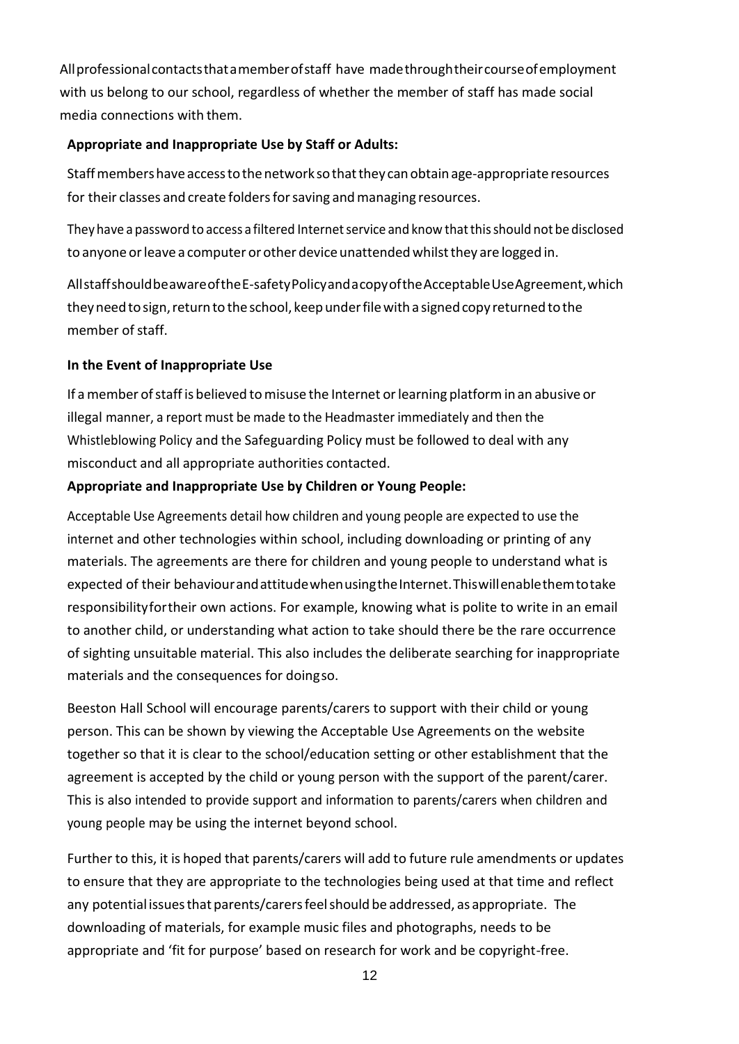All professional contacts that a member of staff have made through their course of employment with us belong to our school, regardless of whether the member of staff has made social media connections with them.

**Appropriate and Inappropriate Use by Staff or Adults:**

Staff members have access to the network so that they can obtain age-appropriate resources for their classes and create folders for saving and managing resources.

They have a password to access a filtered Internet service and know that this should not be disclosed to anyone or leave a computer or other device unattended whilst they are logged in.

All staff should be aware of the E-safety Policy and a copy of the Acceptable Use Agreement, which they need to sign, return to the school, keep under file with a signed copy returned to the member of staff.

**In the Event of Inappropriate Use**

If a member of staff is believed to misuse the Internet or learning platform in an abusive or illegal manner, a report must be made to the Headmaster immediately and then the Whistleblowing Policy and the Safeguarding Policy must be followed to deal with any misconduct and all appropriate authorities contacted.

**Appropriate and Inappropriate Use by Children or Young People:**

Acceptable Use Agreements detail how children and young people are expected to use the internet and other technologies within school, including downloading or printing of any materials. The agreements are there for children and young people to understand what is expected of their behaviour and attitude when using the Internet. This will enable them to take responsibility for their own actions. For example, knowing what is polite to write in an email to another child, or understanding what action to take should there be the rare occurrence of sighting unsuitable material. This also includes the deliberate searching for inappropriate materials and the consequences for doing so.

Beeston Hall School will encourage parents/carers to support with their child or young person. This can be shown by viewing the Acceptable Use Agreements on the website together so that it is clear to the school/education setting or other establishment that the agreement is accepted by the child or young person with the support of the parent/carer. This is also intended to provide support and information to parents/carers when children and young people may be using the internet beyond school.

Further to this, it is hoped that parents/carers will add to future rule amendments or updates to ensure that they are appropriate to the technologies being used at that time and reflect any potential issues that parents/carers feel should be addressed, as appropriate. The downloading of materials, for example music files and photographs, needs to be appropriate and 'fit for purpose' based on research for work and be copyright-free.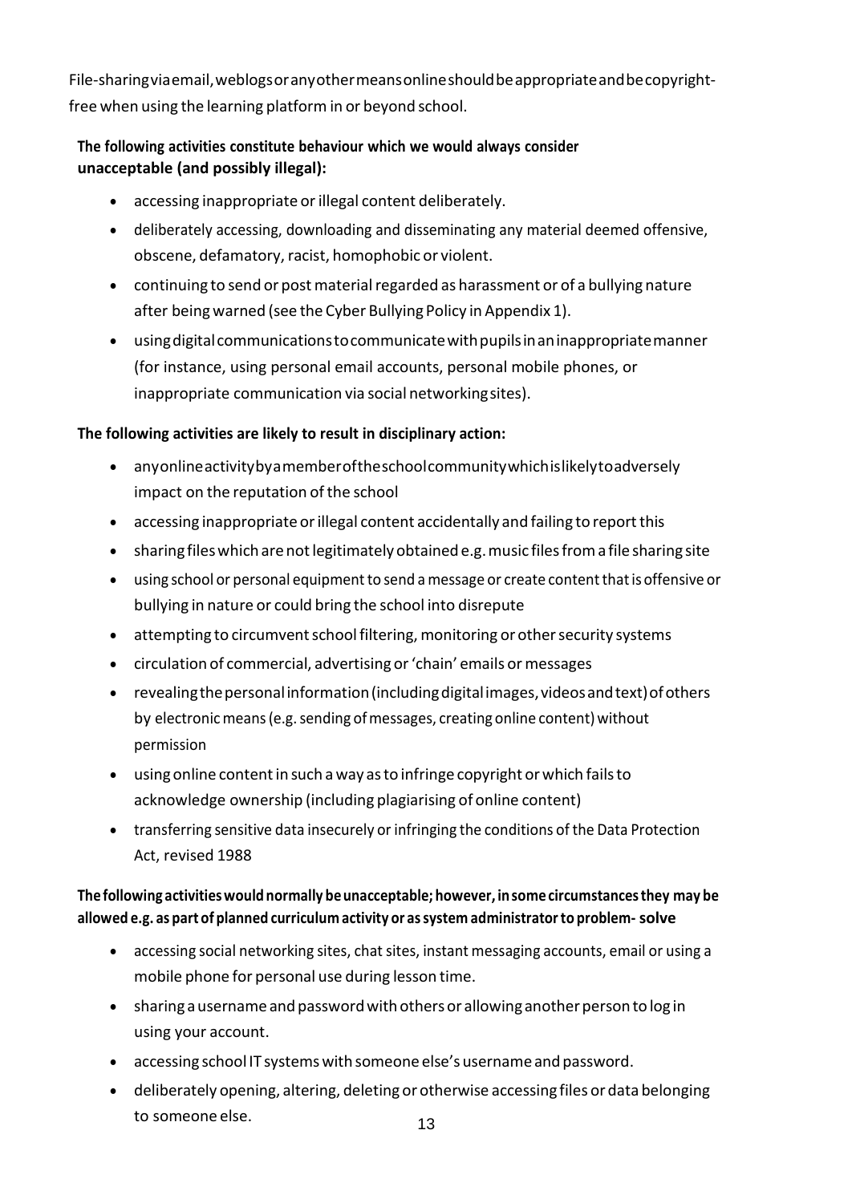File-sharing via email, weblogs or any other means online should be appropriate and be copyright-free when using the learning platform in or beyond school.

**The following activities constitute behaviour which we would always consider unacceptable (and possibly illegal):**

- accessing inappropriate or illegal content deliberately.
- deliberately accessing, downloading and disseminating any material deemed offensive, obscene, defamatory, racist, homophobic or violent.
- continuing to send or post material regarded as harassment or of a bullying nature after being warned (see the Cyber Bullying Policy in Appendix 1).
- using digital communications to communicate with pupils in an inappropriate manner (for instance, using personal email accounts, personal mobile phones, or inappropriate communication via social networking sites).

**The following activities are likely to result in disciplinary action:**

- any online activity by a member of the school community which is likely to adversely impact on the reputation of the school
- accessing inappropriate or illegal content accidentally and failing to report this
- sharing files which are not legitimately obtained e.g. music files from a file sharing site
- using school or personal equipment to send a message or create content that is offensive or bullying in nature or could bring the school into disrepute
- attempting to circumvent school filtering, monitoring or other security systems
- circulation of commercial, advertising or 'chain' emails or messages
- revealing the personal information (including digital images, videos and text) of others by electronic means (e.g. sending of messages, creating online content) without permission
- using online content in such a way as to infringe copyright or which fails to acknowledge ownership (including plagiarising of online content)
- transferring sensitive data insecurely or infringing the conditions of the Data Protection Act, revised 1988

**The following activities would normally be unacceptable; however, in some circumstances they may be allowed e.g. as part of planned curriculum activity or as system administrator to problem- solve**

- accessing social networking sites, chat sites, instant messaging accounts, email or using a mobile phone for personal use during lesson time.
- sharing a username and password with others or allowing another person to log in using your account.
- accessing school IT systems with someone else's username and password.
- deliberately opening, altering, deleting or otherwise accessing files or data belonging to someone else.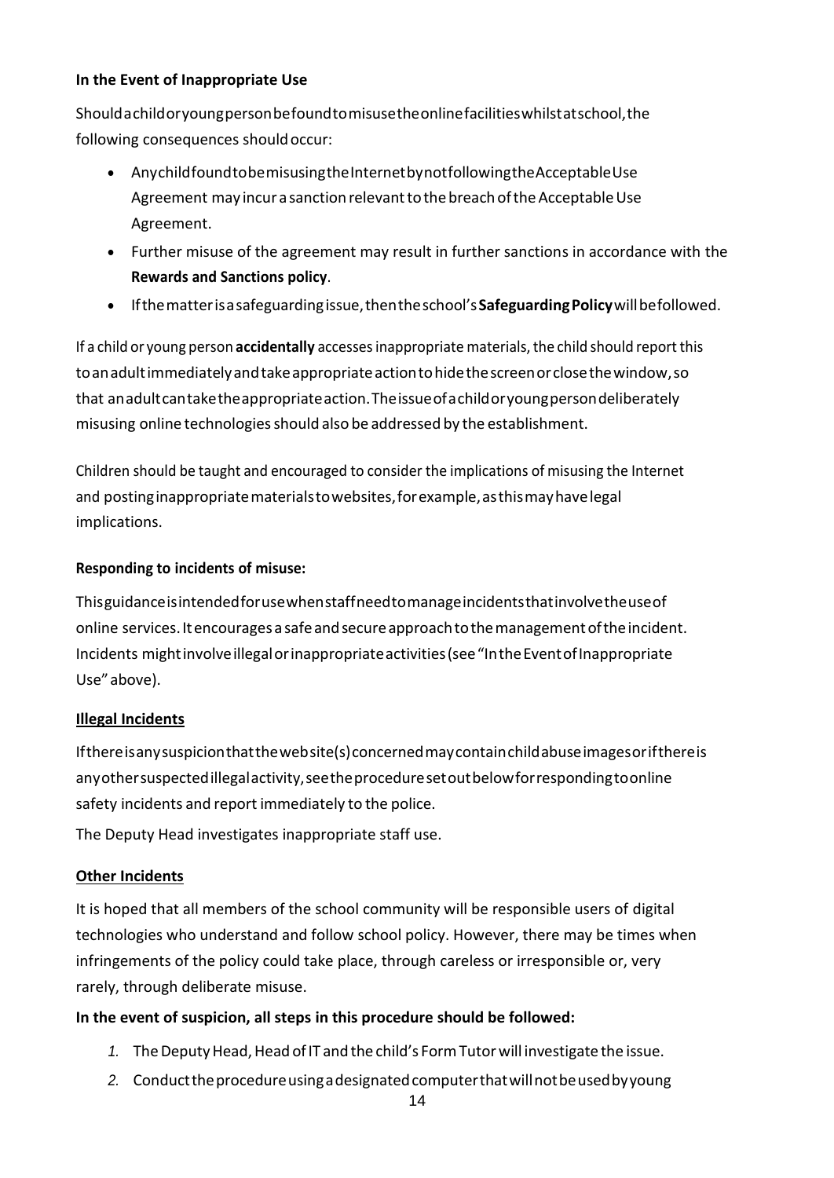**In the Event of Inappropriate Use**

Should a child or young person be found to misuse the online facilities whilst at school, the following consequences should occur:

- Any child found to be misusing the Internet by not following the Acceptable Use Agreement may incur a sanction relevant to the breach of the Acceptable Use Agreement.
- Further misuse of the agreement may result in further sanctions in accordance with the **Rewards and Sanctions policy**.
- If the matter is a safeguarding issue, then the school's **Safeguarding Policy** will be followed.

If a child or young person **accidentally** accesses inappropriate materials, the child should report this to an adult immediately and take appropriate action to hide the screen or close the window, so that an adult can take the appropriate action. The issue of a child or young person deliberately misusing online technologies should also be addressed by the establishment.

Children should be taught and encouraged to consider the implications of misusing the Internet and posting inappropriate materials to websites, for example, as this may have legal implications.

**Responding to incidents of misuse:**

This guidance is intended for use when staff need to manage incidents that involve the use of online services. It encourages a safe and secure approach to the management of the incident. Incidents might involve illegal or inappropriate activities (see "In the Event of Inappropriate Use" above).

**Illegal Incidents**

If there is any suspicion that the website(s) concerned may contain child abuse images or if there is any other suspected illegal activity, see the procedure set out below for responding to online safety incidents and report immediately to the police.

The Deputy Head investigates inappropriate staff use.

**Other Incidents**

It is hoped that all members of the school community will be responsible users of digital technologies who understand and follow school policy. However, there may be times when infringements of the policy could take place, through careless or irresponsible or, very rarely, through deliberate misuse.

**In the event of suspicion, all steps in this procedure should be followed:**

1. The Deputy Head, Head of IT and the child's Form Tutor will investigate the issue.
2. Conduct the procedure using a designated computer that will not be used by young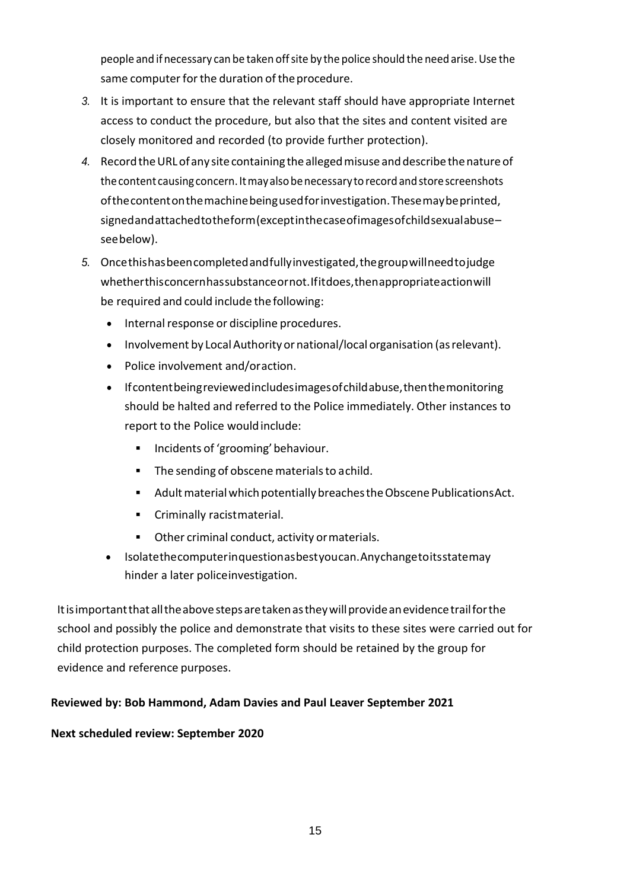people and if necessary can be taken off site by the police should the need arise. Use the same computer for the duration of the procedure.

3. It is important to ensure that the relevant staff should have appropriate Internet access to conduct the procedure, but also that the sites and content visited are closely monitored and recorded (to provide further protection).
4. Record the URL of any site containing the alleged misuse and describe the nature of the content causing concern. It may also be necessary to record and store screenshots of the content on the machine being used for investigation. These may be printed, signed and attached to the form (except in the case of images of child sexual abuse – see below).
5. Once this has been completed and fully investigated, the group will need to judge whether this concern has substance or not. If it does, then appropriate action will be required and could include the following:
   - Internal response or discipline procedures.
   - Involvement by Local Authority or national/local organisation (as relevant).
   - Police involvement and/or action.
   - If content being reviewed includes images of child abuse, then the monitoring should be halted and referred to the Police immediately. Other instances to report to the Police would include:
     - Incidents of 'grooming' behaviour.
     - The sending of obscene materials to a child.
     - Adult material which potentially breaches the Obscene Publications Act.
     - Criminally racist material.
     - Other criminal conduct, activity or materials.
   - Isolate the computer in question as best you can. Any change to its state may hinder a later police investigation.

It is important that all the above steps are taken as they will provide an evidence trail for the school and possibly the police and demonstrate that visits to these sites were carried out for child protection purposes. The completed form should be retained by the group for evidence and reference purposes.

**Reviewed by: Bob Hammond, Adam Davies and Paul Leaver September 2021**

**Next scheduled review: September 2020**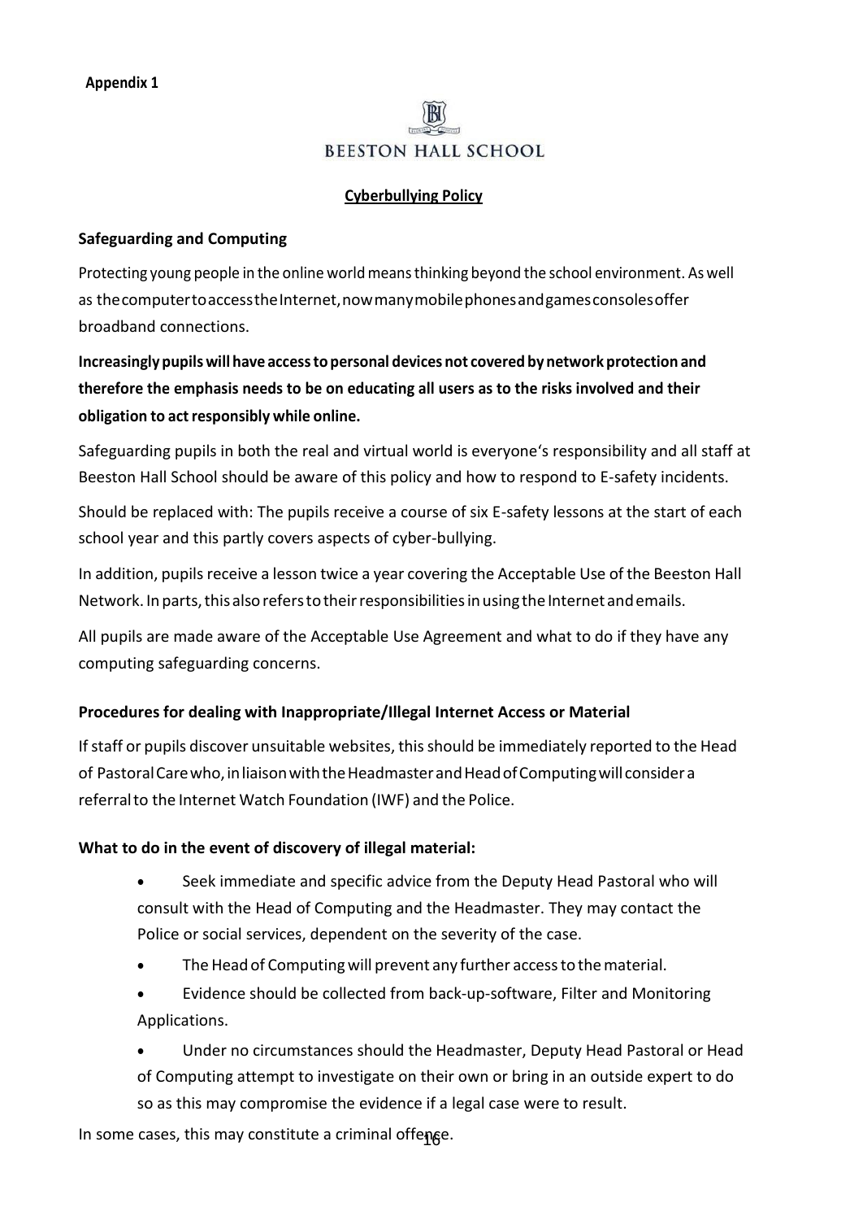**Appendix 1**

BEESTON HALL SCHOOL

**Cyberbullying Policy**

**Safeguarding and Computing**

Protecting young people in the online world means thinking beyond the school environment. As well as the computer to access the Internet, now many mobile phones and games consoles offer broadband connections.

**Increasingly pupils will have access to personal devices not covered by network protection and therefore the emphasis needs to be on educating all users as to the risks involved and their obligation to act responsibly while online.**

Safeguarding pupils in both the real and virtual world is everyone's responsibility and all staff at Beeston Hall School should be aware of this policy and how to respond to E-safety incidents.

Should be replaced with: The pupils receive a course of six E-safety lessons at the start of each school year and this partly covers aspects of cyber-bullying.

In addition, pupils receive a lesson twice a year covering the Acceptable Use of the Beeston Hall Network. In parts, this also refers to their responsibilities in using the Internet and emails.

All pupils are made aware of the Acceptable Use Agreement and what to do if they have any computing safeguarding concerns.

**Procedures for dealing with Inappropriate/Illegal Internet Access or Material**

If staff or pupils discover unsuitable websites, this should be immediately reported to the Head of Pastoral Care who, in liaison with the Headmaster and Head of Computing will consider a referral to the Internet Watch Foundation (IWF) and the Police.

**What to do in the event of discovery of illegal material:**

- Seek immediate and specific advice from the Deputy Head Pastoral who will consult with the Head of Computing and the Headmaster. They may contact the Police or social services, dependent on the severity of the case.
- The Head of Computing will prevent any further access to the material.
- Evidence should be collected from back-up-software, Filter and Monitoring Applications.
- Under no circumstances should the Headmaster, Deputy Head Pastoral or Head of Computing attempt to investigate on their own or bring in an outside expert to do so as this may compromise the evidence if a legal case were to result.

In some cases, this may constitute a criminal offense.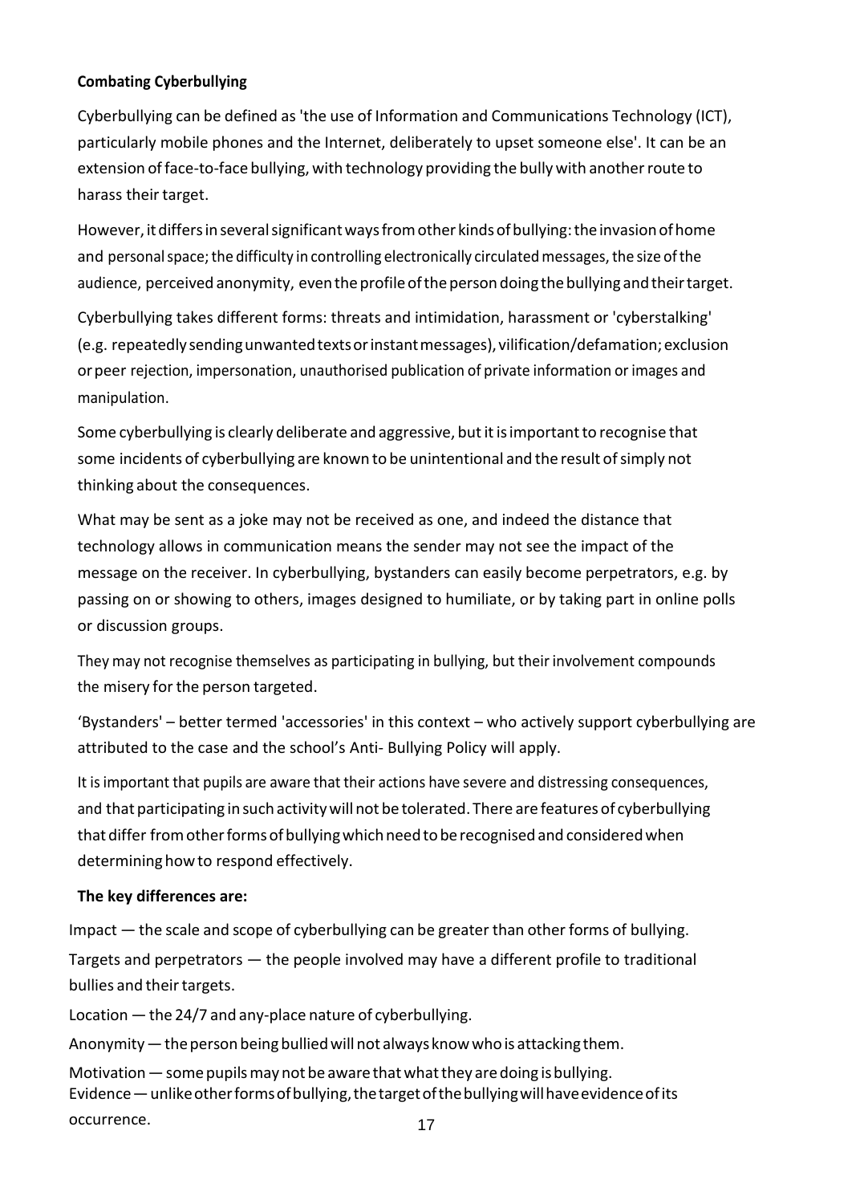**Combating Cyberbullying**

Cyberbullying can be defined as 'the use of Information and Communications Technology (ICT), particularly mobile phones and the Internet, deliberately to upset someone else'. It can be an extension of face-to-face bullying, with technology providing the bully with another route to harass their target.

However, it differs in several significant ways from other kinds of bullying: the invasion of home and personal space; the difficulty in controlling electronically circulated messages, the size of the audience, perceived anonymity, even the profile of the person doing the bullying and their target.

Cyberbullying takes different forms: threats and intimidation, harassment or 'cyberstalking' (e.g. repeatedly sending unwanted texts or instant messages), vilification/defamation; exclusion or peer rejection, impersonation, unauthorised publication of private information or images and manipulation.

Some cyberbullying is clearly deliberate and aggressive, but it is important to recognise that some incidents of cyberbullying are known to be unintentional and the result of simply not thinking about the consequences.

What may be sent as a joke may not be received as one, and indeed the distance that technology allows in communication means the sender may not see the impact of the message on the receiver. In cyberbullying, bystanders can easily become perpetrators, e.g. by passing on or showing to others, images designed to humiliate, or by taking part in online polls or discussion groups.

They may not recognise themselves as participating in bullying, but their involvement compounds the misery for the person targeted.

'Bystanders' – better termed 'accessories' in this context – who actively support cyberbullying are attributed to the case and the school's Anti- Bullying Policy will apply.

It is important that pupils are aware that their actions have severe and distressing consequences, and that participating in such activity will not be tolerated. There are features of cyberbullying that differ from other forms of bullying which need to be recognised and considered when determining how to respond effectively.

**The key differences are:**

Impact — the scale and scope of cyberbullying can be greater than other forms of bullying.

Targets and perpetrators — the people involved may have a different profile to traditional bullies and their targets.

Location — the 24/7 and any-place nature of cyberbullying.

Anonymity — the person being bullied will not always know who is attacking them.

Motivation — some pupils may not be aware that what they are doing is bullying.

Evidence — unlike other forms of bullying, the target of the bullying will have evidence of its occurrence.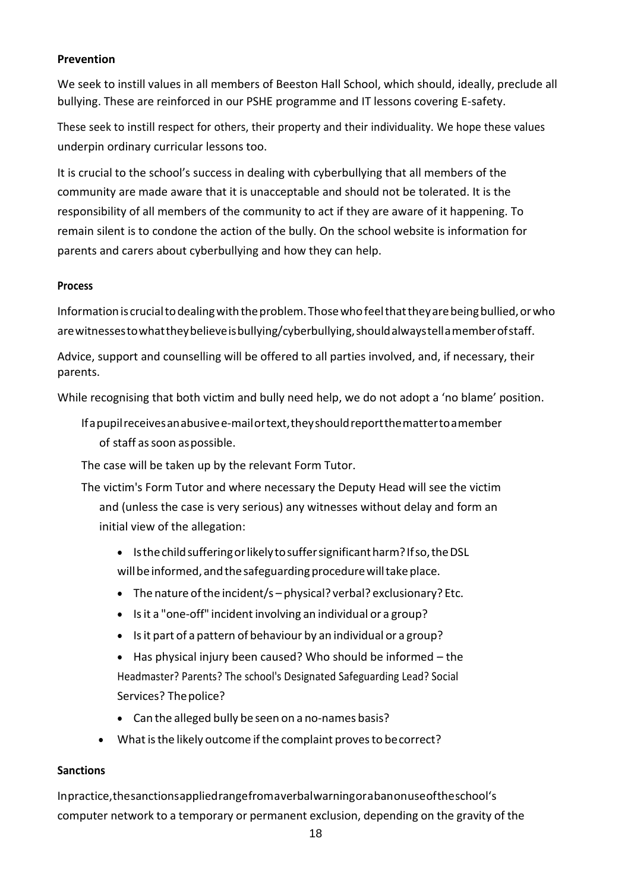**Prevention**

We seek to instill values in all members of Beeston Hall School, which should, ideally, preclude all bullying. These are reinforced in our PSHE programme and IT lessons covering E-safety.

These seek to instill respect for others, their property and their individuality. We hope these values underpin ordinary curricular lessons too.

It is crucial to the school's success in dealing with cyberbullying that all members of the community are made aware that it is unacceptable and should not be tolerated. It is the responsibility of all members of the community to act if they are aware of it happening. To remain silent is to condone the action of the bully. On the school website is information for parents and carers about cyberbullying and how they can help.

**Process**

Information is crucial to dealing with the problem. Those who feel that they are being bullied, or who are witnesses to what they believe is bullying/cyberbullying, should always tell a member of staff.

Advice, support and counselling will be offered to all parties involved, and, if necessary, their parents.

While recognising that both victim and bully need help, we do not adopt a 'no blame' position.

If a pupil receives an abusive e-mail or text, they should report the matter to a member of staff as soon as possible.

The case will be taken up by the relevant Form Tutor.

The victim's Form Tutor and where necessary the Deputy Head will see the victim and (unless the case is very serious) any witnesses without delay and form an initial view of the allegation:

- Is the child suffering or likely to suffer significant harm? If so, the DSL will be informed, and the safeguarding procedure will take place.
- The nature of the incident/s – physical? verbal? exclusionary? Etc.
- Is it a "one-off" incident involving an individual or a group?
- Is it part of a pattern of behaviour by an individual or a group?
- Has physical injury been caused? Who should be informed – the Headmaster? Parents? The school's Designated Safeguarding Lead? Social Services? The police?
- Can the alleged bully be seen on a no-names basis?
- What is the likely outcome if the complaint proves to be correct?

**Sanctions**

In practice, the sanctions applied range from a verbal warning or a ban on use of the school's computer network to a temporary or permanent exclusion, depending on the gravity of the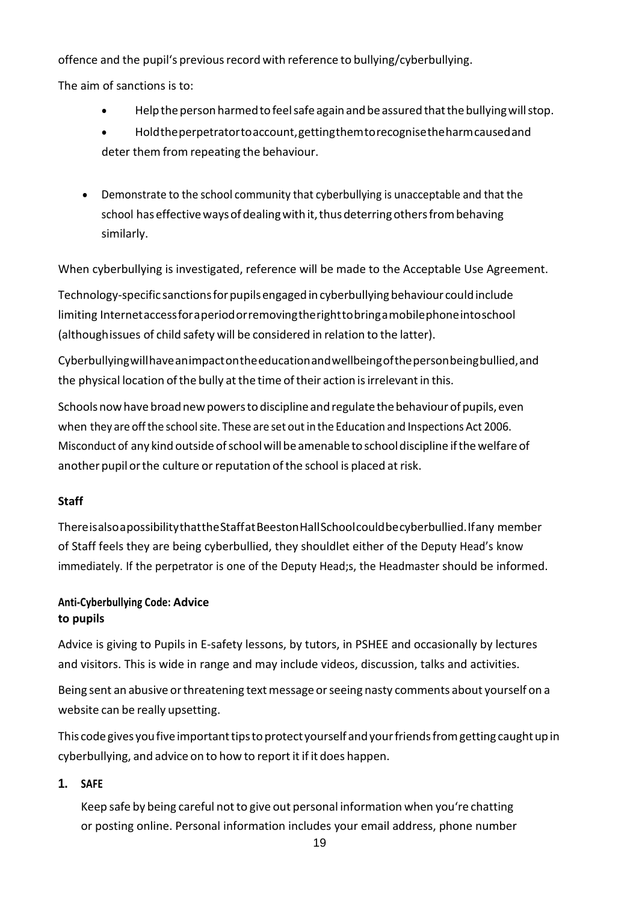offence and the pupil's previous record with reference to bullying/cyberbullying.

The aim of sanctions is to:

- Help the person harmed to feel safe again and be assured that the bullying will stop.
- Hold the perpetrator to account, getting them to recognise the harm caused and deter them from repeating the behaviour.
- Demonstrate to the school community that cyberbullying is unacceptable and that the school has effective ways of dealing with it, thus deterring others from behaving similarly.

When cyberbullying is investigated, reference will be made to the Acceptable Use Agreement.

Technology-specific sanctions for pupils engaged in cyberbullying behaviour could include limiting Internet access for a period or removing the right to bring a mobile phone into school (although issues of child safety will be considered in relation to the latter).

Cyberbullying will have an impact on the education and wellbeing of the person being bullied, and the physical location of the bully at the time of their action is irrelevant in this.

Schools now have broad new powers to discipline and regulate the behaviour of pupils, even when they are off the school site. These are set out in the Education and Inspections Act 2006. Misconduct of any kind outside of school will be amenable to school discipline if the welfare of another pupil or the culture or reputation of the school is placed at risk.

**Staff**

There is also a possibility that the Staff at Beeston Hall School could be cyberbullied. If any member of Staff feels they are being cyberbullied, they shouldlet either of the Deputy Head's know immediately. If the perpetrator is one of the Deputy Head;s, the Headmaster should be informed.

## Anti-Cyberbullying Code: Advice to pupils

Advice is giving to Pupils in E-safety lessons, by tutors, in PSHEE and occasionally by lectures and visitors. This is wide in range and may include videos, discussion, talks and activities.

Being sent an abusive or threatening text message or seeing nasty comments about yourself on a website can be really upsetting.

This code gives you five important tips to protect yourself and your friends from getting caught up in cyberbullying, and advice on to how to report it if it does happen.

**1. SAFE**

Keep safe by being careful not to give out personal information when you're chatting or posting online. Personal information includes your email address, phone number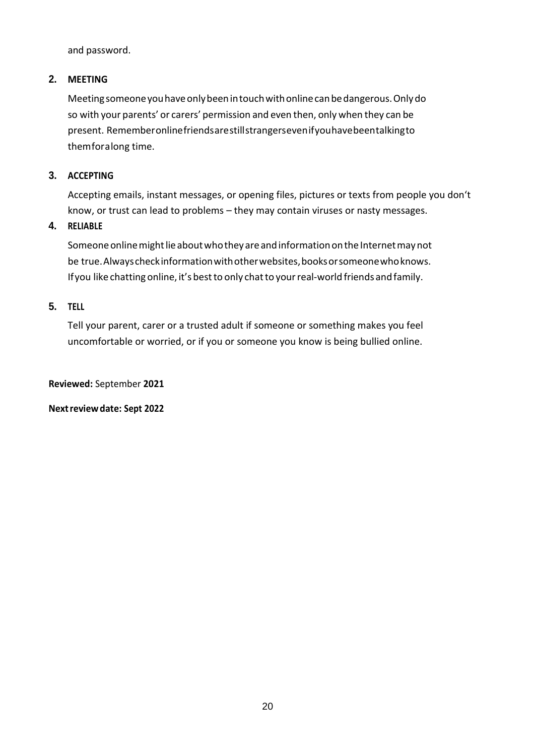and password.

2. **MEETING**

   Meeting someone you have only been in touch with online can be dangerous. Only do so with your parents' or carers' permission and even then, only when they can be present. Remember online friends are still strangers even if you have been talking to them for a long time.

3. **ACCEPTING**

   Accepting emails, instant messages, or opening files, pictures or texts from people you don't know, or trust can lead to problems – they may contain viruses or nasty messages.

4. **RELIABLE**

   Someone online might lie about who they are and information on the Internet may not be true. Always check information with other websites, books or someone who knows. If you like chatting online, it's best to only chat to your real-world friends and family.

5. **TELL**

   Tell your parent, carer or a trusted adult if someone or something makes you feel uncomfortable or worried, or if you or someone you know is being bullied online.

**Reviewed:** September **2021**

**Next review date: Sept 2022**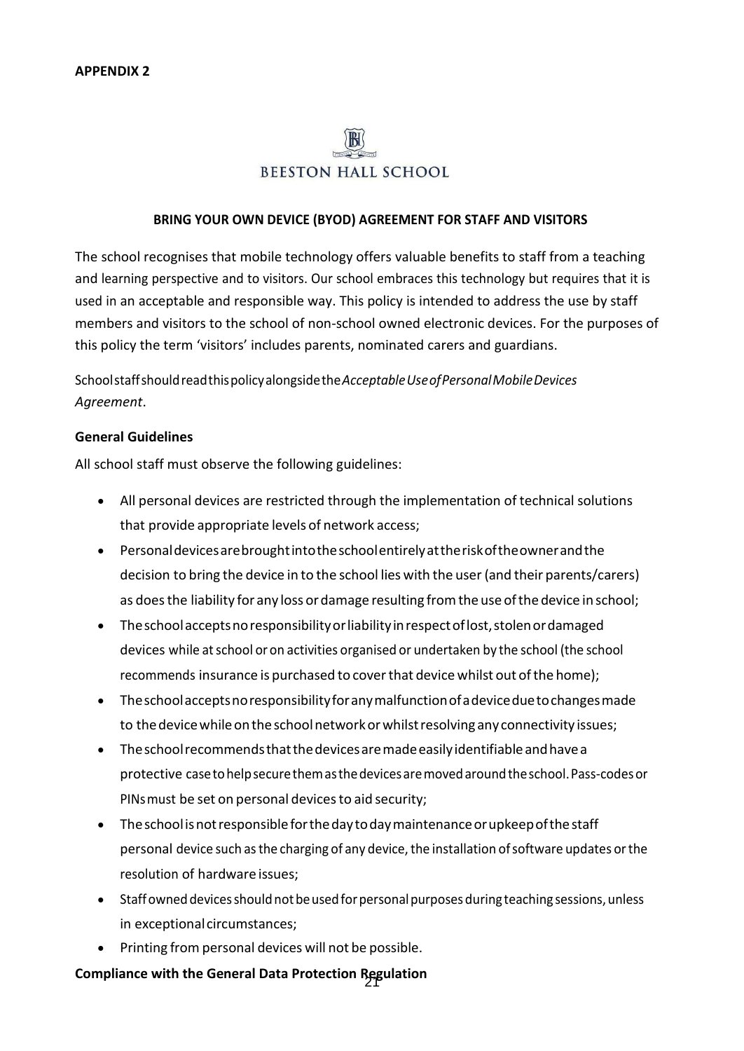**APPENDIX 2**

BEESTON HALL SCHOOL

**BRING YOUR OWN DEVICE (BYOD) AGREEMENT FOR STAFF AND VISITORS**

The school recognises that mobile technology offers valuable benefits to staff from a teaching and learning perspective and to visitors. Our school embraces this technology but requires that it is used in an acceptable and responsible way. This policy is intended to address the use by staff members and visitors to the school of non-school owned electronic devices. For the purposes of this policy the term 'visitors' includes parents, nominated carers and guardians.

School staff should read this policy alongside the *Acceptable Use of Personal Mobile Devices Agreement*.

**General Guidelines**

All school staff must observe the following guidelines:

- All personal devices are restricted through the implementation of technical solutions that provide appropriate levels of network access;
- Personal devices are brought into the school entirely at the risk of the owner and the decision to bring the device in to the school lies with the user (and their parents/carers) as does the liability for any loss or damage resulting from the use of the device in school;
- The school accepts no responsibility or liability in respect of lost, stolen or damaged devices while at school or on activities organised or undertaken by the school (the school recommends insurance is purchased to cover that device whilst out of the home);
- The school accepts no responsibility for any malfunction of a device due to changes made to the device while on the school network or whilst resolving any connectivity issues;
- The school recommends that the devices are made easily identifiable and have a protective case to help secure them as the devices are moved around the school. Pass-codes or PINs must be set on personal devices to aid security;
- The school is not responsible for the day to day maintenance or upkeep of the staff personal device such as the charging of any device, the installation of software updates or the resolution of hardware issues;
- Staff owned devices should not be used for personal purposes during teaching sessions, unless in exceptional circumstances;
- Printing from personal devices will not be possible.

**Compliance with the General Data Protection Regulation**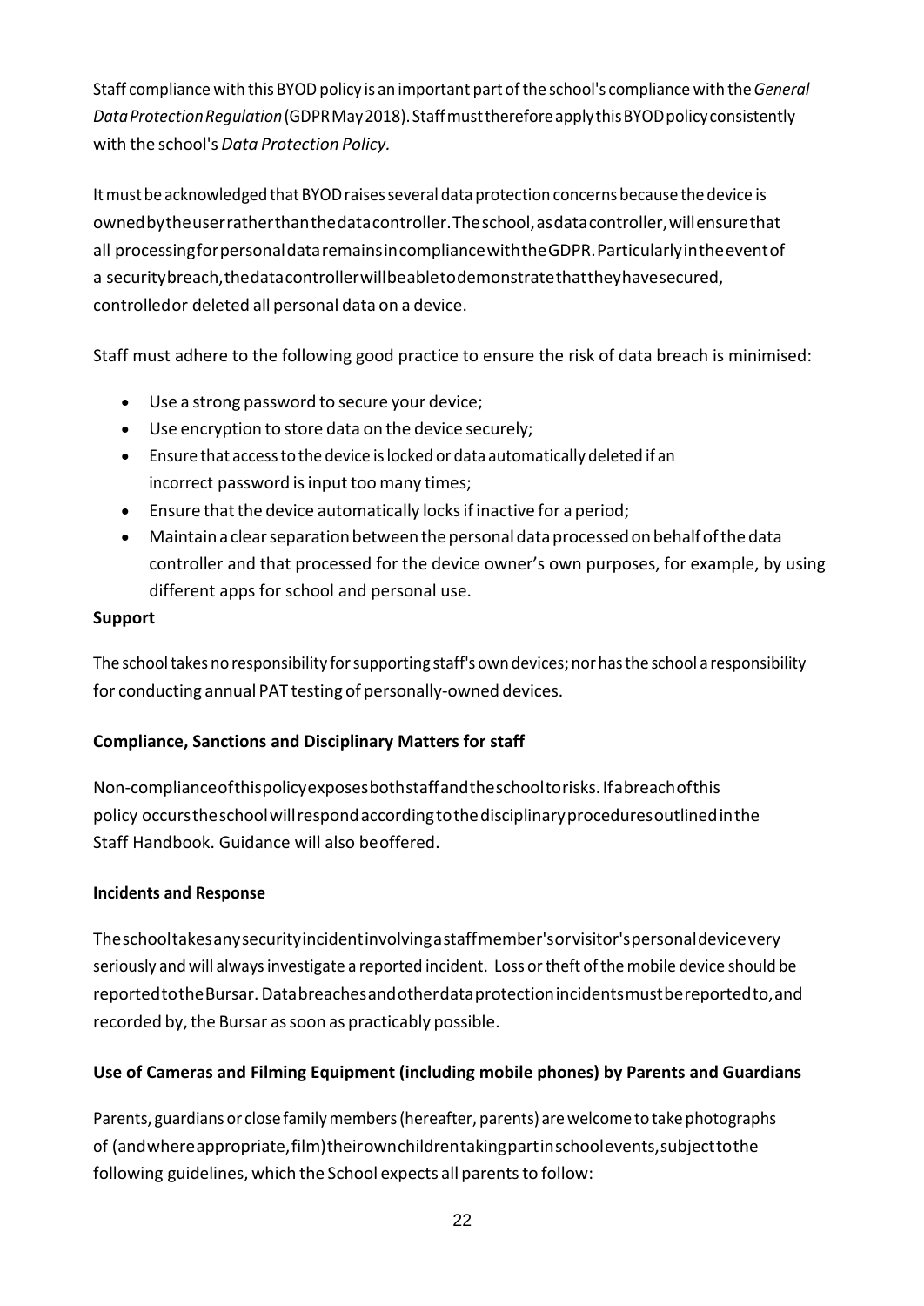Staff compliance with this BYOD policy is an important part of the school's compliance with the *General Data Protection Regulation* (GDPR May 2018). Staff must therefore apply this BYOD policy consistently with the school's *Data Protection Policy.*

It must be acknowledged that BYOD raises several data protection concerns because the device is owned by the user rather than the data controller. The school, as data controller, will ensure that all processing for personal data remains in compliance with the GDPR. Particularly in the event of a security breach, the data controller will be able to demonstrate that they have secured, controlled or deleted all personal data on a device.

Staff must adhere to the following good practice to ensure the risk of data breach is minimised:

- Use a strong password to secure your device;
- Use encryption to store data on the device securely;
- Ensure that access to the device is locked or data automatically deleted if an incorrect password is input too many times;
- Ensure that the device automatically locks if inactive for a period;
- Maintain a clear separation between the personal data processed on behalf of the data controller and that processed for the device owner's own purposes, for example, by using different apps for school and personal use.

**Support**

The school takes no responsibility for supporting staff's own devices; nor has the school a responsibility for conducting annual PAT testing of personally-owned devices.

**Compliance, Sanctions and Disciplinary Matters for staff**

Non-compliance of this policy exposes both staff and the school to risks. If a breach of this policy occurs the school will respond according to the disciplinary procedures outlined in the Staff Handbook. Guidance will also be offered.

**Incidents and Response**

The school takes any security incident involving a staff member's or visitor's personal device very seriously and will always investigate a reported incident. Loss or theft of the mobile device should be reported to the Bursar. Data breaches and other data protection incidents must be reported to, and recorded by, the Bursar as soon as practicably possible.

**Use of Cameras and Filming Equipment (including mobile phones) by Parents and Guardians**

Parents, guardians or close family members (hereafter, parents) are welcome to take photographs of (and where appropriate, film) their own children taking part in school events, subject to the following guidelines, which the School expects all parents to follow: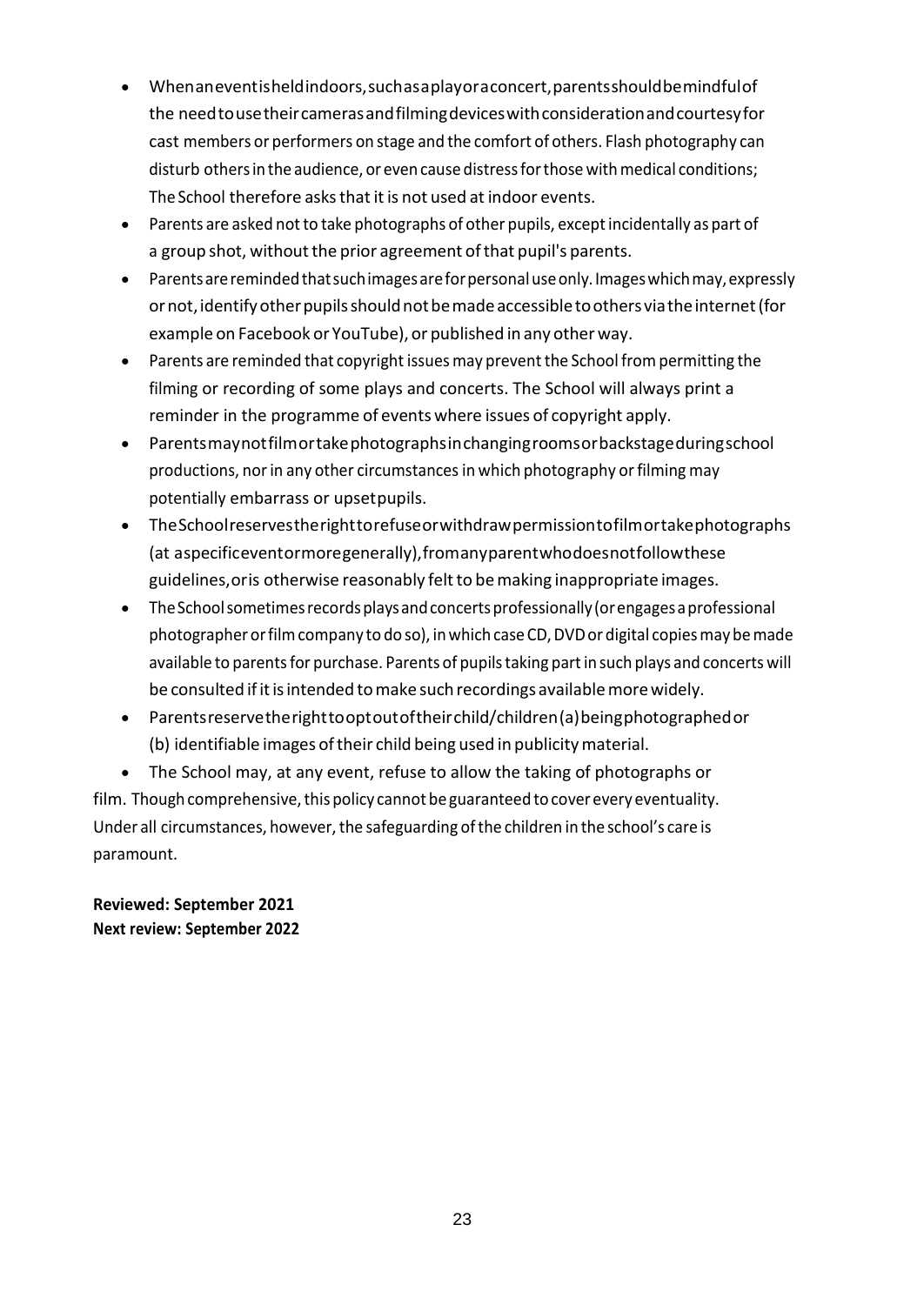- When an event is held indoors, such as a play or a concert, parents should be mindful of the need to use their cameras and filming devices with consideration and courtesy for cast members or performers on stage and the comfort of others. Flash photography can disturb others in the audience, or even cause distress for those with medical conditions; The School therefore asks that it is not used at indoor events.
- Parents are asked not to take photographs of other pupils, except incidentally as part of a group shot, without the prior agreement of that pupil's parents.
- Parents are reminded that such images are for personal use only. Images which may, expressly or not, identify other pupils should not be made accessible to others via the internet (for example on Facebook or YouTube), or published in any other way.
- Parents are reminded that copyright issues may prevent the School from permitting the filming or recording of some plays and concerts. The School will always print a reminder in the programme of events where issues of copyright apply.
- Parents may not film or take photographs in changing rooms or backstage during school productions, nor in any other circumstances in which photography or filming may potentially embarrass or upset pupils.
- The School reserves the right to refuse or withdraw permission to film or take photographs (at a specific event or more generally), from any parent who does not follow these guidelines, or is otherwise reasonably felt to be making inappropriate images.
- The School sometimes records plays and concerts professionally (or engages a professional photographer or film company to do so), in which case CD, DVD or digital copies may be made available to parents for purchase. Parents of pupils taking part in such plays and concerts will be consulted if it is intended to make such recordings available more widely.
- Parents reserve the right to opt out of their child/children (a) being photographed or (b) identifiable images of their child being used in publicity material.
- The School may, at any event, refuse to allow the taking of photographs or film.

Though comprehensive, this policy cannot be guaranteed to cover every eventuality. Under all circumstances, however, the safeguarding of the children in the school's care is paramount.

**Reviewed: September 2021**
**Next review: September 2022**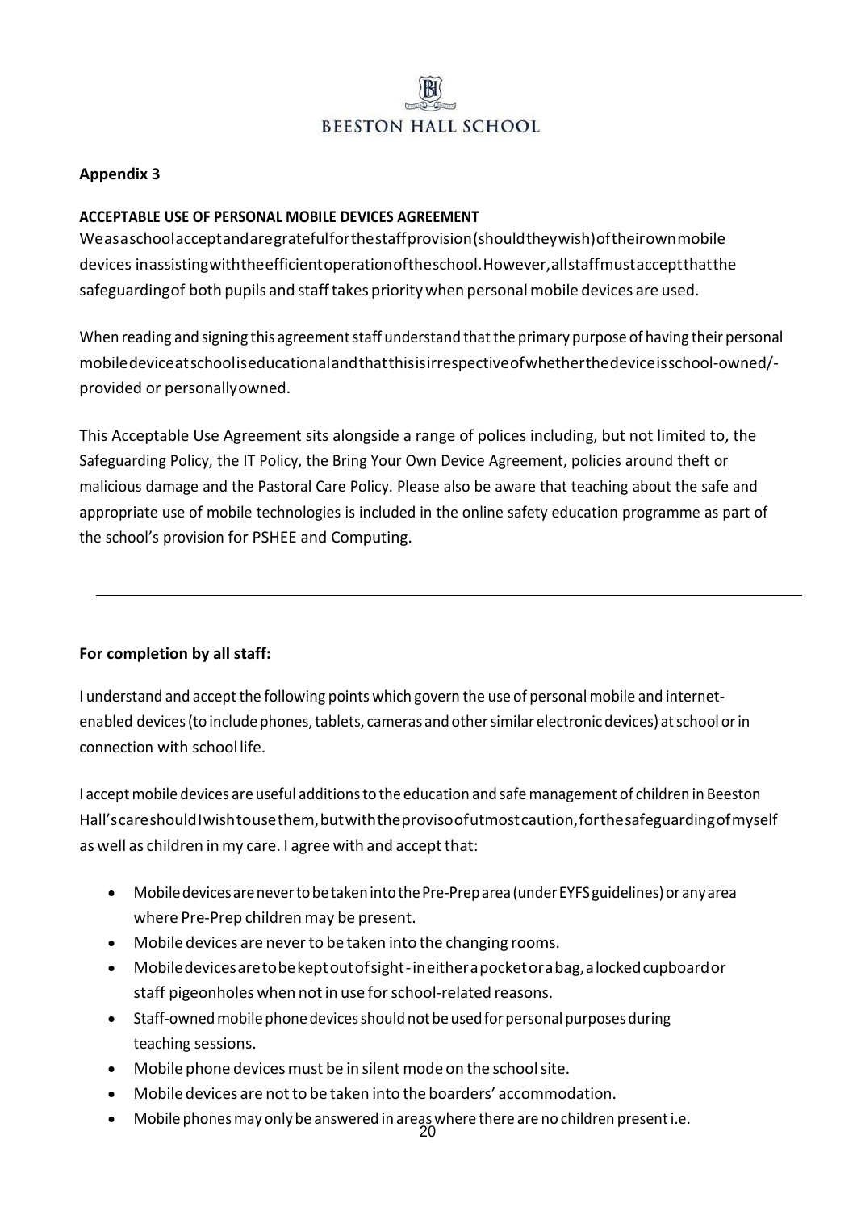BEESTON HALL SCHOOL

**Appendix 3**

**ACCEPTABLE USE OF PERSONAL MOBILE DEVICES AGREEMENT**

We as a school accept and are grateful for the staff provision (should they wish) of their own mobile devices in assisting with the efficient operation of the school. However, all staff must accept that the safeguarding of both pupils and staff takes priority when personal mobile devices are used.

When reading and signing this agreement staff understand that the primary purpose of having their personal mobile device at school is educational and that this is irrespective of whether the device is school-owned/-provided or personally owned.

This Acceptable Use Agreement sits alongside a range of polices including, but not limited to, the Safeguarding Policy, the IT Policy, the Bring Your Own Device Agreement, policies around theft or malicious damage and the Pastoral Care Policy. Please also be aware that teaching about the safe and appropriate use of mobile technologies is included in the online safety education programme as part of the school's provision for PSHEE and Computing.

---

**For completion by all staff:**

I understand and accept the following points which govern the use of personal mobile and internet-enabled devices (to include phones, tablets, cameras and other similar electronic devices) at school or in connection with school life.

I accept mobile devices are useful additions to the education and safe management of children in Beeston Hall's care should I wish to use them, but with the proviso of utmost caution, for the safeguarding of myself as well as children in my care. I agree with and accept that:

- Mobile devices are never to be taken into the Pre-Prep area (under EYFS guidelines) or any area where Pre-Prep children may be present.
- Mobile devices are never to be taken into the changing rooms.
- Mobile devices are to be kept out of sight - in either a pocket or a bag, a locked cupboard or staff pigeonholes when not in use for school-related reasons.
- Staff-owned mobile phone devices should not be used for personal purposes during teaching sessions.
- Mobile phone devices must be in silent mode on the school site.
- Mobile devices are not to be taken into the boarders' accommodation.
- Mobile phones may only be answered in areas where there are no children present i.e.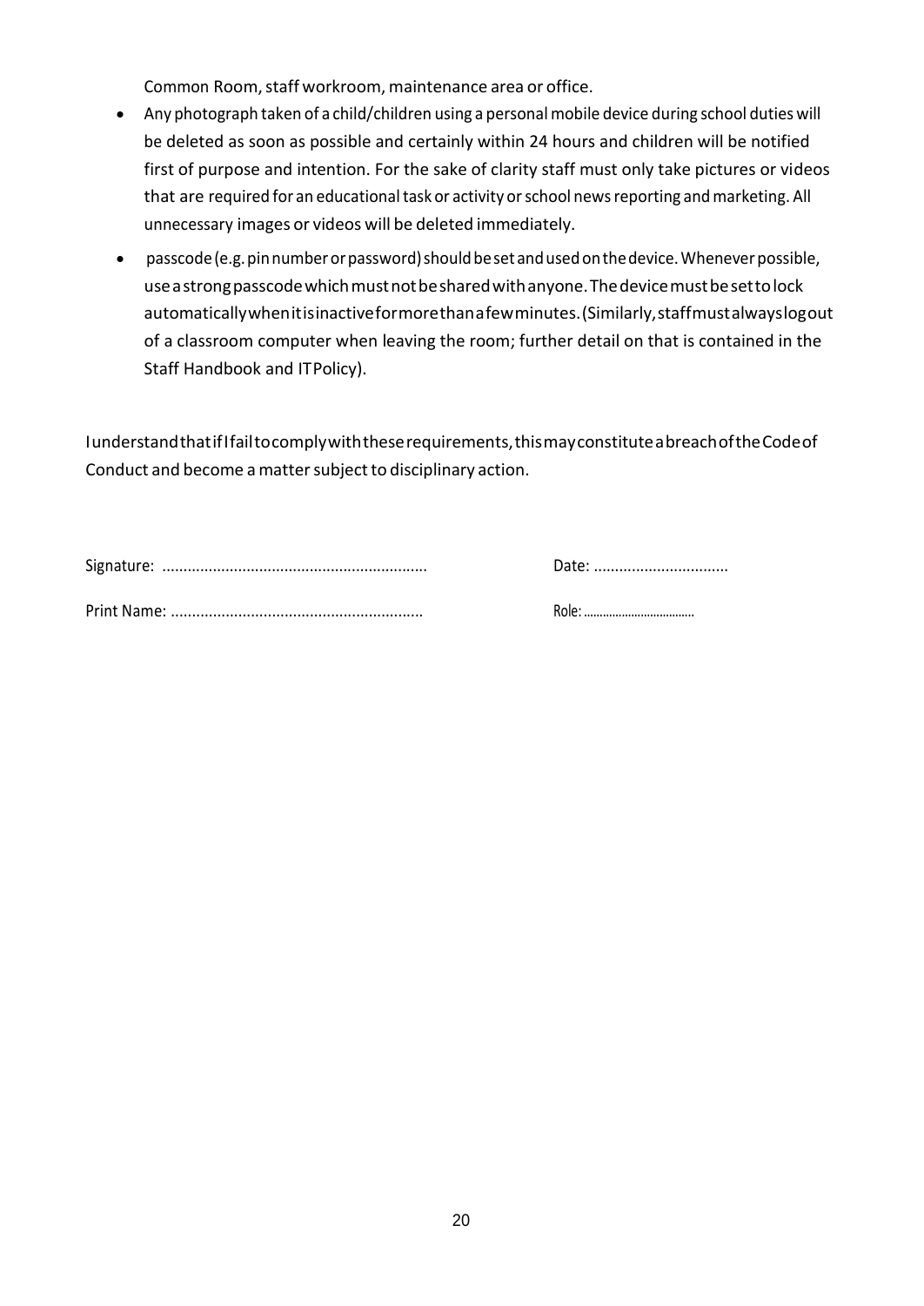Common Room, staff workroom, maintenance area or office.

- Any photograph taken of a child/children using a personal mobile device during school duties will be deleted as soon as possible and certainly within 24 hours and children will be notified first of purpose and intention. For the sake of clarity staff must only take pictures or videos that are required for an educational task or activity or school news reporting and marketing. All unnecessary images or videos will be deleted immediately.
- passcode (e.g. pin number or password) should be set and used on the device. Whenever possible, use a strong passcode which must not be shared with anyone. The device must be set to lock automatically when it is inactive for more than a few minutes. (Similarly, staff must always log out of a classroom computer when leaving the room; further detail on that is contained in the Staff Handbook and IT Policy).

I understand that if I fail to comply with these requirements, this may constitute a breach of the Code of Conduct and become a matter subject to disciplinary action.

Signature: ..............................................................          Date: ................................

Print Name: ...........................................................          Role: ..................................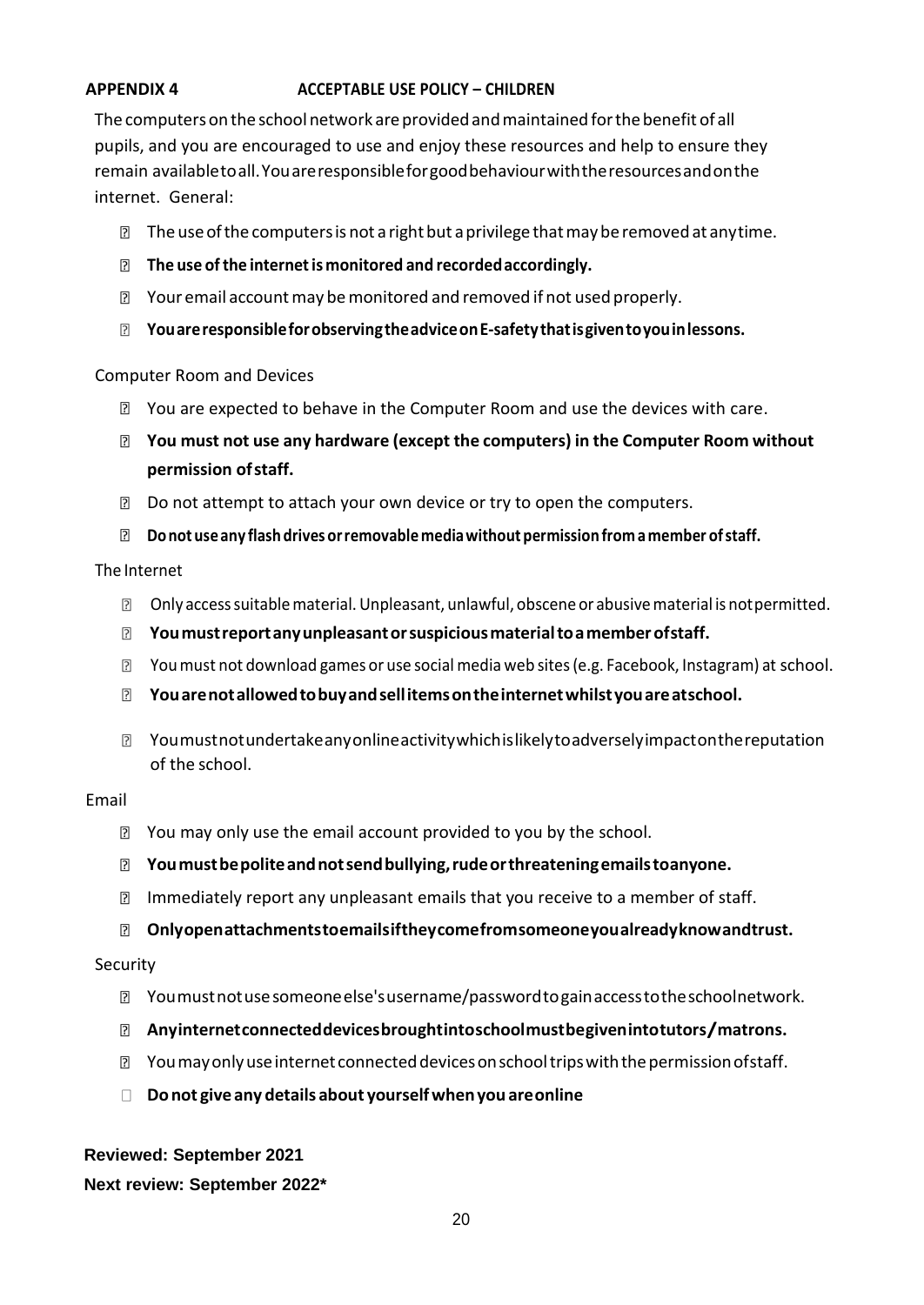**APPENDIX 4 ACCEPTABLE USE POLICY – CHILDREN**

The computers on the school network are provided and maintained for the benefit of all pupils, and you are encouraged to use and enjoy these resources and help to ensure they remain available to all. You are responsible for good behaviour with the resources and on the internet. General:

- The use of the computers is not a right but a privilege that may be removed at any time.
- **The use of the internet is monitored and recorded accordingly.**
- Your email account may be monitored and removed if not used properly.
- **You are responsible for observing the advice on E-safety that is given to you in lessons.**

Computer Room and Devices

- You are expected to behave in the Computer Room and use the devices with care.
- **You must not use any hardware (except the computers) in the Computer Room without permission of staff.**
- Do not attempt to attach your own device or try to open the computers.
- **Do not use any flash drives or removable media without permission from a member of staff.**

The Internet

- Only access suitable material. Unpleasant, unlawful, obscene or abusive material is not permitted.
- **You must report any unpleasant or suspicious material to a member of staff.**
- You must not download games or use social media web sites (e.g. Facebook, Instagram) at school.
- **You are not allowed to buy and sell items on the internet whilst you are at school.**
- You must not undertake any online activity which is likely to adversely impact on the reputation of the school.

Email

- You may only use the email account provided to you by the school.
- **You must be polite and not send bullying, rude or threatening emails to anyone.**
- Immediately report any unpleasant emails that you receive to a member of staff.
- **Only open attachments to emails if they come from someone you already know and trust.**

Security

- You must not use someone else's username/password to gain access to the school network.
- **Any internet connected devices brought into school must be given in to tutors/matrons.**
- You may only use internet connected devices on school trips with the permission of staff.
- **Do not give any details about yourself when you are online**

**Reviewed: September 2021**

**Next review: September 2022***